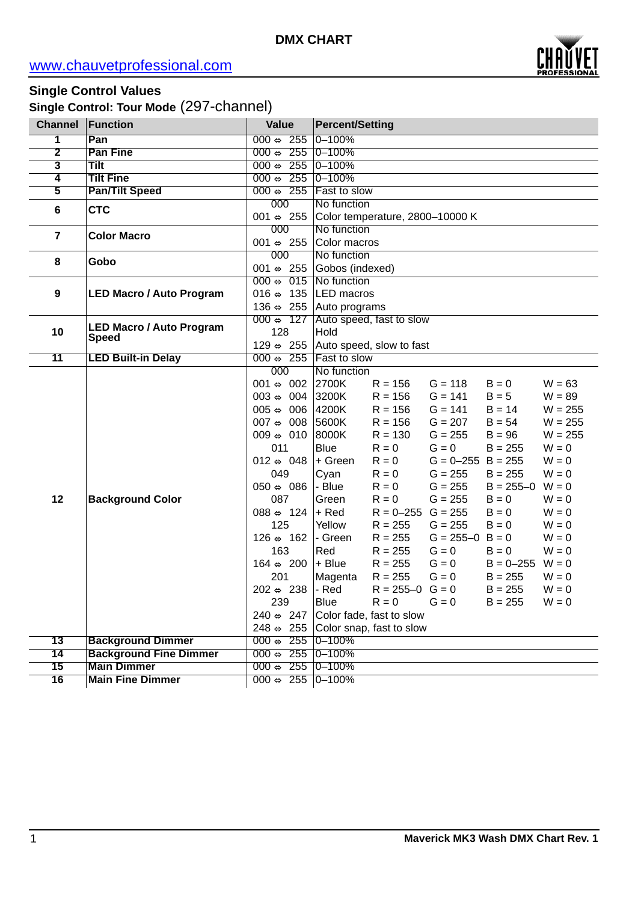# DMX CHART

www.chauvetprofessional.com

## Single Control Values

### Single Control: Tour Mode (297-channel)

| Channel | Function | Value | Percent/Setting | | | | |
|---|---|---|---|---|---|---|---|
| 1 | **Pan** | 000 ⇔ 255 | 0–100% | | | | |
| 2 | **Pan Fine** | 000 ⇔ 255 | 0–100% | | | | |
| 3 | **Tilt** | 000 ⇔ 255 | 0–100% | | | | |
| 4 | **Tilt Fine** | 000 ⇔ 255 | 0–100% | | | | |
| 5 | **Pan/Tilt Speed** | 000 ⇔ 255 | Fast to slow | | | | |
| 6 | **CTC** | 000 | No function | | | | |
| | | 001 ⇔ 255 | Color temperature, 2800–10000 K | | | | |
| 7 | **Color Macro** | 000 | No function | | | | |
| | | 001 ⇔ 255 | Color macros | | | | |
| 8 | **Gobo** | 000 | No function | | | | |
| | | 001 ⇔ 255 | Gobos (indexed) | | | | |
| 9 | **LED Macro / Auto Program** | 000 ⇔ 015 | No function | | | | |
| | | 016 ⇔ 135 | LED macros | | | | |
| | | 136 ⇔ 255 | Auto programs | | | | |
| 10 | **LED Macro / Auto Program Speed** | 000 ⇔ 127 | Auto speed, fast to slow | | | | |
| | | 128 | Hold | | | | |
| | | 129 ⇔ 255 | Auto speed, slow to fast | | | | |
| 11 | **LED Built-in Delay** | 000 ⇔ 255 | Fast to slow | | | | |
| 12 | **Background Color** | 000 | No function | | | | |
| | | 001 ⇔ 002 | 2700K | R = 156 | G = 118 | B = 0 | W = 63 |
| | | 003 ⇔ 004 | 3200K | R = 156 | G = 141 | B = 5 | W = 89 |
| | | 005 ⇔ 006 | 4200K | R = 156 | G = 141 | B = 14 | W = 255 |
| | | 007 ⇔ 008 | 5600K | R = 156 | G = 207 | B = 54 | W = 255 |
| | | 009 ⇔ 010 | 8000K | R = 130 | G = 255 | B = 96 | W = 255 |
| | | 011 | Blue | R = 0 | G = 0 | B = 255 | W = 0 |
| | | 012 ⇔ 048 | + Green | R = 0 | G = 0–255 | B = 255 | W = 0 |
| | | 049 | Cyan | R = 0 | G = 255 | B = 255 | W = 0 |
| | | 050 ⇔ 086 | - Blue | R = 0 | G = 255 | B = 255–0 | W = 0 |
| | | 087 | Green | R = 0 | G = 255 | B = 0 | W = 0 |
| | | 088 ⇔ 124 | + Red | R = 0–255 | G = 255 | B = 0 | W = 0 |
| | | 125 | Yellow | R = 255 | G = 255 | B = 0 | W = 0 |
| | | 126 ⇔ 162 | - Green | R = 255 | G = 255–0 | B = 0 | W = 0 |
| | | 163 | Red | R = 255 | G = 0 | B = 0 | W = 0 |
| | | 164 ⇔ 200 | + Blue | R = 255 | G = 0 | B = 0–255 | W = 0 |
| | | 201 | Magenta | R = 255 | G = 0 | B = 255 | W = 0 |
| | | 202 ⇔ 238 | - Red | R = 255–0 | G = 0 | B = 255 | W = 0 |
| | | 239 | Blue | R = 0 | G = 0 | B = 255 | W = 0 |
| | | 240 ⇔ 247 | Color fade, fast to slow | | | | |
| | | 248 ⇔ 255 | Color snap, fast to slow | | | | |
| 13 | **Background Dimmer** | 000 ⇔ 255 | 0–100% | | | | |
| 14 | **Background Fine Dimmer** | 000 ⇔ 255 | 0–100% | | | | |
| 15 | **Main Dimmer** | 000 ⇔ 255 | 0–100% | | | | |
| 16 | **Main Fine Dimmer** | 000 ⇔ 255 | 0–100% | | | | |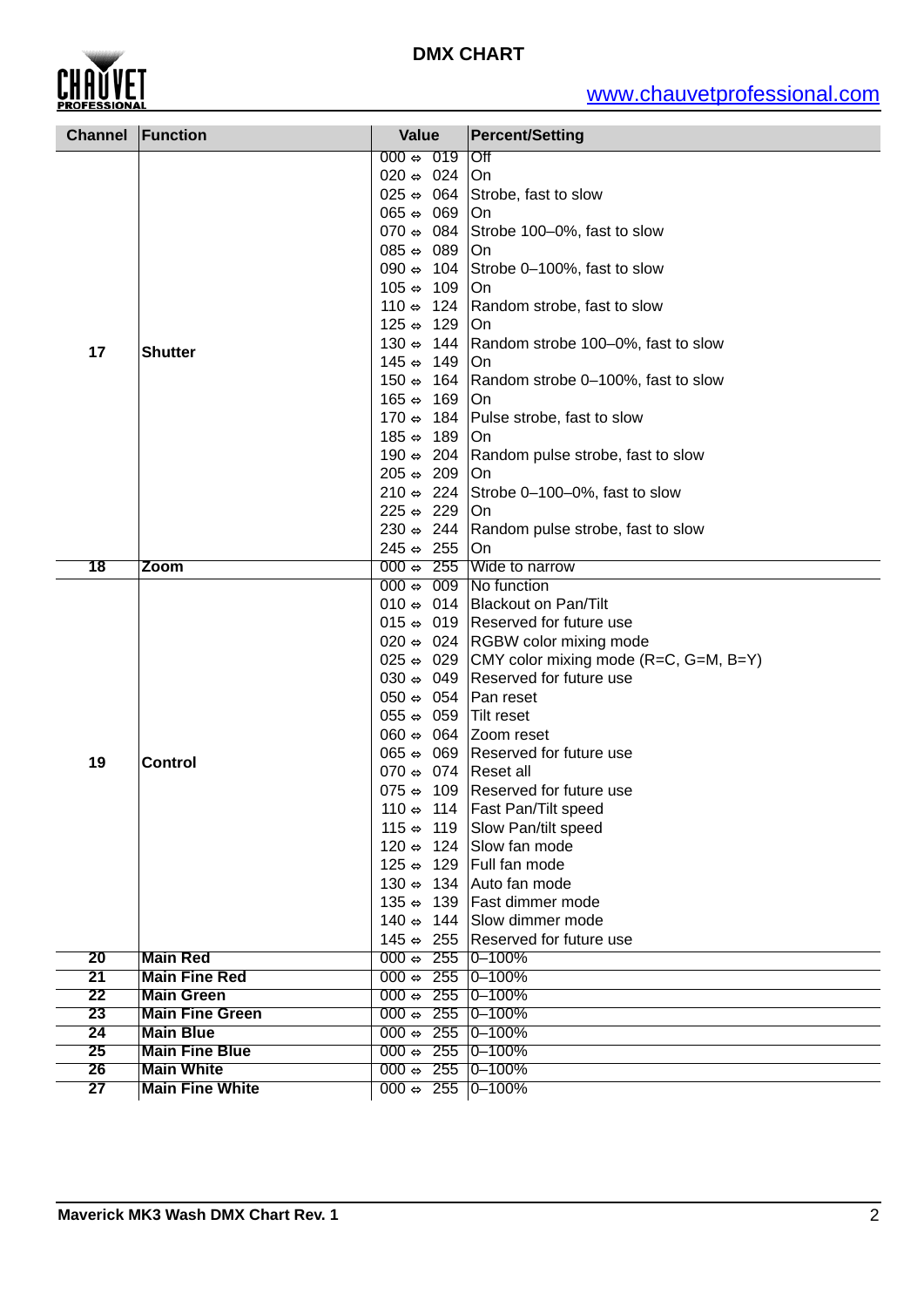# DMX CHART

| Channel | Function | Value | Percent/Setting |
|---|---|---|---|
| 17 | Shutter | 000 ⇔ 019 | Off |
| | | 020 ⇔ 024 | On |
| | | 025 ⇔ 064 | Strobe, fast to slow |
| | | 065 ⇔ 069 | On |
| | | 070 ⇔ 084 | Strobe 100–0%, fast to slow |
| | | 085 ⇔ 089 | On |
| | | 090 ⇔ 104 | Strobe 0–100%, fast to slow |
| | | 105 ⇔ 109 | On |
| | | 110 ⇔ 124 | Random strobe, fast to slow |
| | | 125 ⇔ 129 | On |
| | | 130 ⇔ 144 | Random strobe 100–0%, fast to slow |
| | | 145 ⇔ 149 | On |
| | | 150 ⇔ 164 | Random strobe 0–100%, fast to slow |
| | | 165 ⇔ 169 | On |
| | | 170 ⇔ 184 | Pulse strobe, fast to slow |
| | | 185 ⇔ 189 | On |
| | | 190 ⇔ 204 | Random pulse strobe, fast to slow |
| | | 205 ⇔ 209 | On |
| | | 210 ⇔ 224 | Strobe 0–100–0%, fast to slow |
| | | 225 ⇔ 229 | On |
| | | 230 ⇔ 244 | Random pulse strobe, fast to slow |
| | | 245 ⇔ 255 | On |
| 18 | Zoom | 000 ⇔ 255 | Wide to narrow |
| 19 | Control | 000 ⇔ 009 | No function |
| | | 010 ⇔ 014 | Blackout on Pan/Tilt |
| | | 015 ⇔ 019 | Reserved for future use |
| | | 020 ⇔ 024 | RGBW color mixing mode |
| | | 025 ⇔ 029 | CMY color mixing mode (R=C, G=M, B=Y) |
| | | 030 ⇔ 049 | Reserved for future use |
| | | 050 ⇔ 054 | Pan reset |
| | | 055 ⇔ 059 | Tilt reset |
| | | 060 ⇔ 064 | Zoom reset |
| | | 065 ⇔ 069 | Reserved for future use |
| | | 070 ⇔ 074 | Reset all |
| | | 075 ⇔ 109 | Reserved for future use |
| | | 110 ⇔ 114 | Fast Pan/Tilt speed |
| | | 115 ⇔ 119 | Slow Pan/tilt speed |
| | | 120 ⇔ 124 | Slow fan mode |
| | | 125 ⇔ 129 | Full fan mode |
| | | 130 ⇔ 134 | Auto fan mode |
| | | 135 ⇔ 139 | Fast dimmer mode |
| | | 140 ⇔ 144 | Slow dimmer mode |
| | | 145 ⇔ 255 | Reserved for future use |
| 20 | Main Red | 000 ⇔ 255 | 0–100% |
| 21 | Main Fine Red | 000 ⇔ 255 | 0–100% |
| 22 | Main Green | 000 ⇔ 255 | 0–100% |
| 23 | Main Fine Green | 000 ⇔ 255 | 0–100% |
| 24 | Main Blue | 000 ⇔ 255 | 0–100% |
| 25 | Main Fine Blue | 000 ⇔ 255 | 0–100% |
| 26 | Main White | 000 ⇔ 255 | 0–100% |
| 27 | Main Fine White | 000 ⇔ 255 | 0–100% |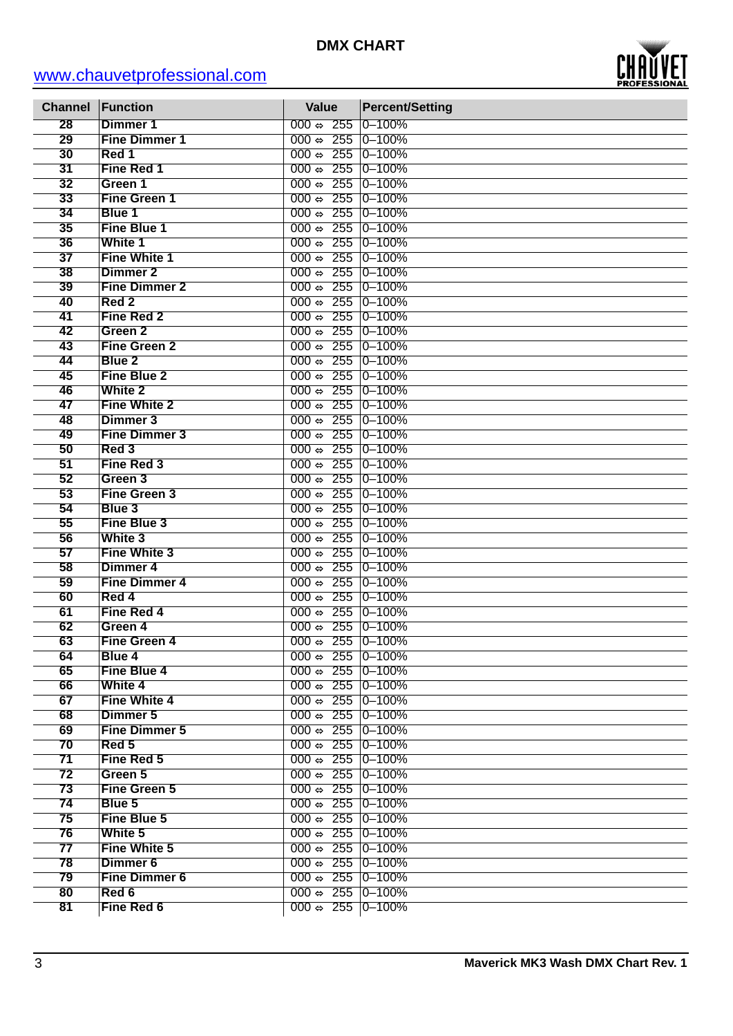# DMX CHART

www.chauvetprofessional.com

| Channel | Function | Value | Percent/Setting |
|---|---|---|---|
| 28 | Dimmer 1 | 000 ⇔ 255 | 0–100% |
| 29 | Fine Dimmer 1 | 000 ⇔ 255 | 0–100% |
| 30 | Red 1 | 000 ⇔ 255 | 0–100% |
| 31 | Fine Red 1 | 000 ⇔ 255 | 0–100% |
| 32 | Green 1 | 000 ⇔ 255 | 0–100% |
| 33 | Fine Green 1 | 000 ⇔ 255 | 0–100% |
| 34 | Blue 1 | 000 ⇔ 255 | 0–100% |
| 35 | Fine Blue 1 | 000 ⇔ 255 | 0–100% |
| 36 | White 1 | 000 ⇔ 255 | 0–100% |
| 37 | Fine White 1 | 000 ⇔ 255 | 0–100% |
| 38 | Dimmer 2 | 000 ⇔ 255 | 0–100% |
| 39 | Fine Dimmer 2 | 000 ⇔ 255 | 0–100% |
| 40 | Red 2 | 000 ⇔ 255 | 0–100% |
| 41 | Fine Red 2 | 000 ⇔ 255 | 0–100% |
| 42 | Green 2 | 000 ⇔ 255 | 0–100% |
| 43 | Fine Green 2 | 000 ⇔ 255 | 0–100% |
| 44 | Blue 2 | 000 ⇔ 255 | 0–100% |
| 45 | Fine Blue 2 | 000 ⇔ 255 | 0–100% |
| 46 | White 2 | 000 ⇔ 255 | 0–100% |
| 47 | Fine White 2 | 000 ⇔ 255 | 0–100% |
| 48 | Dimmer 3 | 000 ⇔ 255 | 0–100% |
| 49 | Fine Dimmer 3 | 000 ⇔ 255 | 0–100% |
| 50 | Red 3 | 000 ⇔ 255 | 0–100% |
| 51 | Fine Red 3 | 000 ⇔ 255 | 0–100% |
| 52 | Green 3 | 000 ⇔ 255 | 0–100% |
| 53 | Fine Green 3 | 000 ⇔ 255 | 0–100% |
| 54 | Blue 3 | 000 ⇔ 255 | 0–100% |
| 55 | Fine Blue 3 | 000 ⇔ 255 | 0–100% |
| 56 | White 3 | 000 ⇔ 255 | 0–100% |
| 57 | Fine White 3 | 000 ⇔ 255 | 0–100% |
| 58 | Dimmer 4 | 000 ⇔ 255 | 0–100% |
| 59 | Fine Dimmer 4 | 000 ⇔ 255 | 0–100% |
| 60 | Red 4 | 000 ⇔ 255 | 0–100% |
| 61 | Fine Red 4 | 000 ⇔ 255 | 0–100% |
| 62 | Green 4 | 000 ⇔ 255 | 0–100% |
| 63 | Fine Green 4 | 000 ⇔ 255 | 0–100% |
| 64 | Blue 4 | 000 ⇔ 255 | 0–100% |
| 65 | Fine Blue 4 | 000 ⇔ 255 | 0–100% |
| 66 | White 4 | 000 ⇔ 255 | 0–100% |
| 67 | Fine White 4 | 000 ⇔ 255 | 0–100% |
| 68 | Dimmer 5 | 000 ⇔ 255 | 0–100% |
| 69 | Fine Dimmer 5 | 000 ⇔ 255 | 0–100% |
| 70 | Red 5 | 000 ⇔ 255 | 0–100% |
| 71 | Fine Red 5 | 000 ⇔ 255 | 0–100% |
| 72 | Green 5 | 000 ⇔ 255 | 0–100% |
| 73 | Fine Green 5 | 000 ⇔ 255 | 0–100% |
| 74 | Blue 5 | 000 ⇔ 255 | 0–100% |
| 75 | Fine Blue 5 | 000 ⇔ 255 | 0–100% |
| 76 | White 5 | 000 ⇔ 255 | 0–100% |
| 77 | Fine White 5 | 000 ⇔ 255 | 0–100% |
| 78 | Dimmer 6 | 000 ⇔ 255 | 0–100% |
| 79 | Fine Dimmer 6 | 000 ⇔ 255 | 0–100% |
| 80 | Red 6 | 000 ⇔ 255 | 0–100% |
| 81 | Fine Red 6 | 000 ⇔ 255 | 0–100% |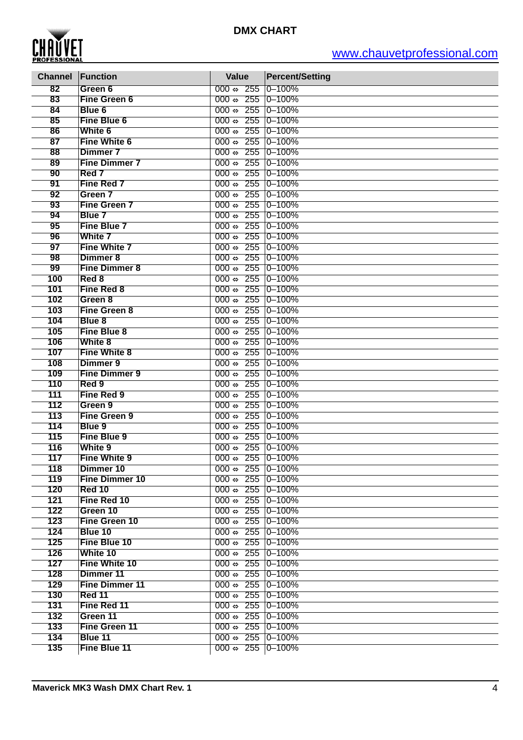| Channel | Function | Value | Percent/Setting |
|---|---|---|---|
| 82 | Green 6 | 000 ⇔ 255 | 0–100% |
| 83 | Fine Green 6 | 000 ⇔ 255 | 0–100% |
| 84 | Blue 6 | 000 ⇔ 255 | 0–100% |
| 85 | Fine Blue 6 | 000 ⇔ 255 | 0–100% |
| 86 | White 6 | 000 ⇔ 255 | 0–100% |
| 87 | Fine White 6 | 000 ⇔ 255 | 0–100% |
| 88 | Dimmer 7 | 000 ⇔ 255 | 0–100% |
| 89 | Fine Dimmer 7 | 000 ⇔ 255 | 0–100% |
| 90 | Red 7 | 000 ⇔ 255 | 0–100% |
| 91 | Fine Red 7 | 000 ⇔ 255 | 0–100% |
| 92 | Green 7 | 000 ⇔ 255 | 0–100% |
| 93 | Fine Green 7 | 000 ⇔ 255 | 0–100% |
| 94 | Blue 7 | 000 ⇔ 255 | 0–100% |
| 95 | Fine Blue 7 | 000 ⇔ 255 | 0–100% |
| 96 | White 7 | 000 ⇔ 255 | 0–100% |
| 97 | Fine White 7 | 000 ⇔ 255 | 0–100% |
| 98 | Dimmer 8 | 000 ⇔ 255 | 0–100% |
| 99 | Fine Dimmer 8 | 000 ⇔ 255 | 0–100% |
| 100 | Red 8 | 000 ⇔ 255 | 0–100% |
| 101 | Fine Red 8 | 000 ⇔ 255 | 0–100% |
| 102 | Green 8 | 000 ⇔ 255 | 0–100% |
| 103 | Fine Green 8 | 000 ⇔ 255 | 0–100% |
| 104 | Blue 8 | 000 ⇔ 255 | 0–100% |
| 105 | Fine Blue 8 | 000 ⇔ 255 | 0–100% |
| 106 | White 8 | 000 ⇔ 255 | 0–100% |
| 107 | Fine White 8 | 000 ⇔ 255 | 0–100% |
| 108 | Dimmer 9 | 000 ⇔ 255 | 0–100% |
| 109 | Fine Dimmer 9 | 000 ⇔ 255 | 0–100% |
| 110 | Red 9 | 000 ⇔ 255 | 0–100% |
| 111 | Fine Red 9 | 000 ⇔ 255 | 0–100% |
| 112 | Green 9 | 000 ⇔ 255 | 0–100% |
| 113 | Fine Green 9 | 000 ⇔ 255 | 0–100% |
| 114 | Blue 9 | 000 ⇔ 255 | 0–100% |
| 115 | Fine Blue 9 | 000 ⇔ 255 | 0–100% |
| 116 | White 9 | 000 ⇔ 255 | 0–100% |
| 117 | Fine White 9 | 000 ⇔ 255 | 0–100% |
| 118 | Dimmer 10 | 000 ⇔ 255 | 0–100% |
| 119 | Fine Dimmer 10 | 000 ⇔ 255 | 0–100% |
| 120 | Red 10 | 000 ⇔ 255 | 0–100% |
| 121 | Fine Red 10 | 000 ⇔ 255 | 0–100% |
| 122 | Green 10 | 000 ⇔ 255 | 0–100% |
| 123 | Fine Green 10 | 000 ⇔ 255 | 0–100% |
| 124 | Blue 10 | 000 ⇔ 255 | 0–100% |
| 125 | Fine Blue 10 | 000 ⇔ 255 | 0–100% |
| 126 | White 10 | 000 ⇔ 255 | 0–100% |
| 127 | Fine White 10 | 000 ⇔ 255 | 0–100% |
| 128 | Dimmer 11 | 000 ⇔ 255 | 0–100% |
| 129 | Fine Dimmer 11 | 000 ⇔ 255 | 0–100% |
| 130 | Red 11 | 000 ⇔ 255 | 0–100% |
| 131 | Fine Red 11 | 000 ⇔ 255 | 0–100% |
| 132 | Green 11 | 000 ⇔ 255 | 0–100% |
| 133 | Fine Green 11 | 000 ⇔ 255 | 0–100% |
| 134 | Blue 11 | 000 ⇔ 255 | 0–100% |
| 135 | Fine Blue 11 | 000 ⇔ 255 | 0–100% |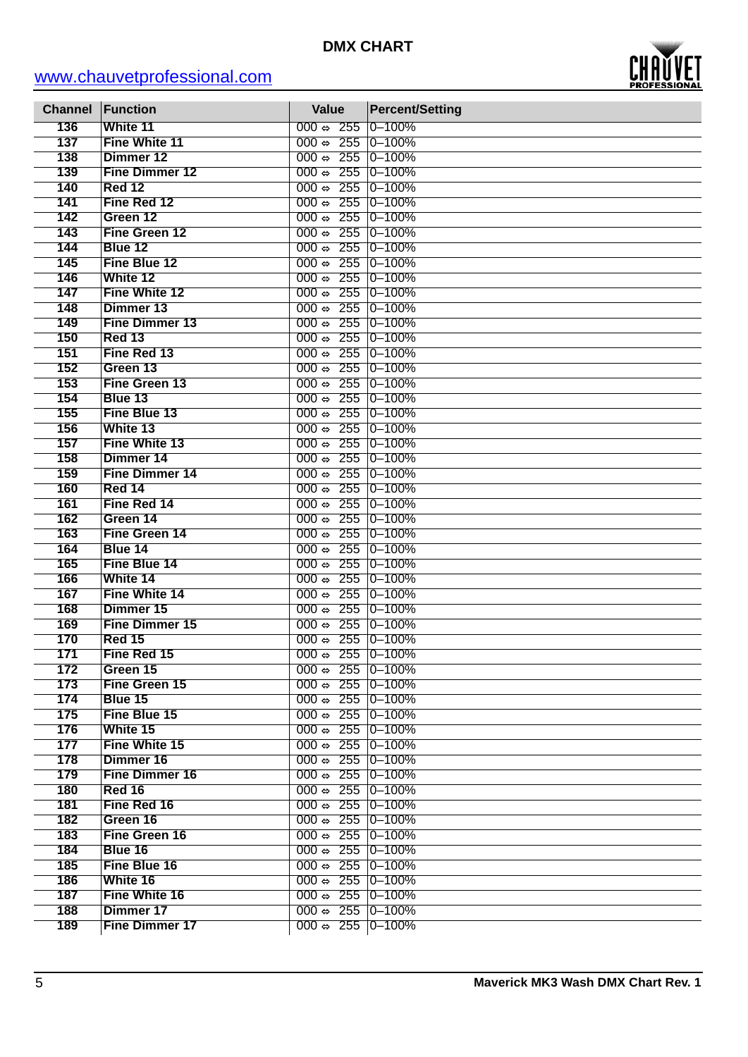## DMX CHART

www.chauvetprofessional.com

| Channel | Function | Value | Percent/Setting |
| --- | --- | --- | --- |
| 136 | White 11 | 000 ⇔ 255 | 0–100% |
| 137 | Fine White 11 | 000 ⇔ 255 | 0–100% |
| 138 | Dimmer 12 | 000 ⇔ 255 | 0–100% |
| 139 | Fine Dimmer 12 | 000 ⇔ 255 | 0–100% |
| 140 | Red 12 | 000 ⇔ 255 | 0–100% |
| 141 | Fine Red 12 | 000 ⇔ 255 | 0–100% |
| 142 | Green 12 | 000 ⇔ 255 | 0–100% |
| 143 | Fine Green 12 | 000 ⇔ 255 | 0–100% |
| 144 | Blue 12 | 000 ⇔ 255 | 0–100% |
| 145 | Fine Blue 12 | 000 ⇔ 255 | 0–100% |
| 146 | White 12 | 000 ⇔ 255 | 0–100% |
| 147 | Fine White 12 | 000 ⇔ 255 | 0–100% |
| 148 | Dimmer 13 | 000 ⇔ 255 | 0–100% |
| 149 | Fine Dimmer 13 | 000 ⇔ 255 | 0–100% |
| 150 | Red 13 | 000 ⇔ 255 | 0–100% |
| 151 | Fine Red 13 | 000 ⇔ 255 | 0–100% |
| 152 | Green 13 | 000 ⇔ 255 | 0–100% |
| 153 | Fine Green 13 | 000 ⇔ 255 | 0–100% |
| 154 | Blue 13 | 000 ⇔ 255 | 0–100% |
| 155 | Fine Blue 13 | 000 ⇔ 255 | 0–100% |
| 156 | White 13 | 000 ⇔ 255 | 0–100% |
| 157 | Fine White 13 | 000 ⇔ 255 | 0–100% |
| 158 | Dimmer 14 | 000 ⇔ 255 | 0–100% |
| 159 | Fine Dimmer 14 | 000 ⇔ 255 | 0–100% |
| 160 | Red 14 | 000 ⇔ 255 | 0–100% |
| 161 | Fine Red 14 | 000 ⇔ 255 | 0–100% |
| 162 | Green 14 | 000 ⇔ 255 | 0–100% |
| 163 | Fine Green 14 | 000 ⇔ 255 | 0–100% |
| 164 | Blue 14 | 000 ⇔ 255 | 0–100% |
| 165 | Fine Blue 14 | 000 ⇔ 255 | 0–100% |
| 166 | White 14 | 000 ⇔ 255 | 0–100% |
| 167 | Fine White 14 | 000 ⇔ 255 | 0–100% |
| 168 | Dimmer 15 | 000 ⇔ 255 | 0–100% |
| 169 | Fine Dimmer 15 | 000 ⇔ 255 | 0–100% |
| 170 | Red 15 | 000 ⇔ 255 | 0–100% |
| 171 | Fine Red 15 | 000 ⇔ 255 | 0–100% |
| 172 | Green 15 | 000 ⇔ 255 | 0–100% |
| 173 | Fine Green 15 | 000 ⇔ 255 | 0–100% |
| 174 | Blue 15 | 000 ⇔ 255 | 0–100% |
| 175 | Fine Blue 15 | 000 ⇔ 255 | 0–100% |
| 176 | White 15 | 000 ⇔ 255 | 0–100% |
| 177 | Fine White 15 | 000 ⇔ 255 | 0–100% |
| 178 | Dimmer 16 | 000 ⇔ 255 | 0–100% |
| 179 | Fine Dimmer 16 | 000 ⇔ 255 | 0–100% |
| 180 | Red 16 | 000 ⇔ 255 | 0–100% |
| 181 | Fine Red 16 | 000 ⇔ 255 | 0–100% |
| 182 | Green 16 | 000 ⇔ 255 | 0–100% |
| 183 | Fine Green 16 | 000 ⇔ 255 | 0–100% |
| 184 | Blue 16 | 000 ⇔ 255 | 0–100% |
| 185 | Fine Blue 16 | 000 ⇔ 255 | 0–100% |
| 186 | White 16 | 000 ⇔ 255 | 0–100% |
| 187 | Fine White 16 | 000 ⇔ 255 | 0–100% |
| 188 | Dimmer 17 | 000 ⇔ 255 | 0–100% |
| 189 | Fine Dimmer 17 | 000 ⇔ 255 | 0–100% |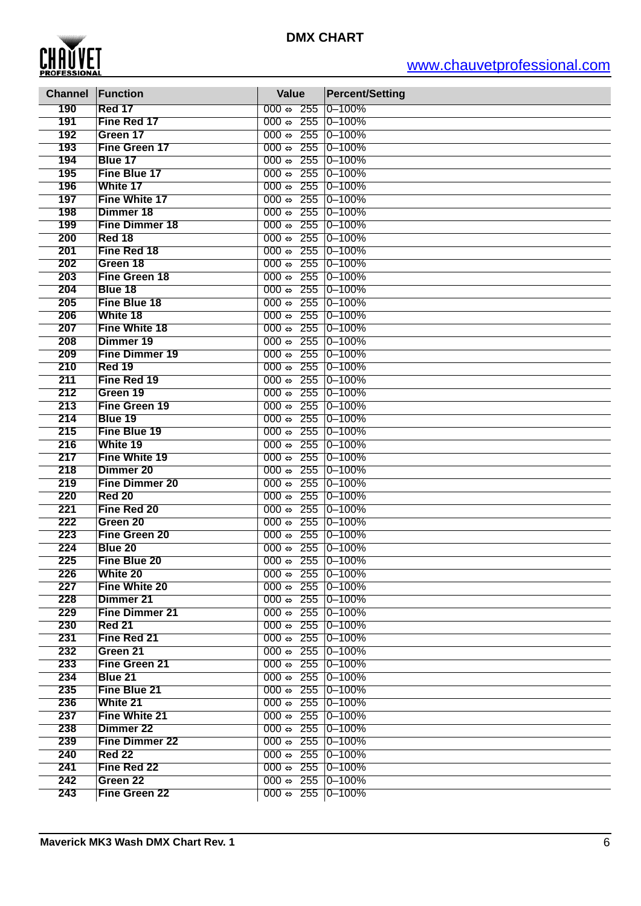## DMX CHART

| Channel | Function | Value | Percent/Setting |
|---|---|---|---|
| 190 | Red 17 | 000 ⇔ 255 | 0–100% |
| 191 | Fine Red 17 | 000 ⇔ 255 | 0–100% |
| 192 | Green 17 | 000 ⇔ 255 | 0–100% |
| 193 | Fine Green 17 | 000 ⇔ 255 | 0–100% |
| 194 | Blue 17 | 000 ⇔ 255 | 0–100% |
| 195 | Fine Blue 17 | 000 ⇔ 255 | 0–100% |
| 196 | White 17 | 000 ⇔ 255 | 0–100% |
| 197 | Fine White 17 | 000 ⇔ 255 | 0–100% |
| 198 | Dimmer 18 | 000 ⇔ 255 | 0–100% |
| 199 | Fine Dimmer 18 | 000 ⇔ 255 | 0–100% |
| 200 | Red 18 | 000 ⇔ 255 | 0–100% |
| 201 | Fine Red 18 | 000 ⇔ 255 | 0–100% |
| 202 | Green 18 | 000 ⇔ 255 | 0–100% |
| 203 | Fine Green 18 | 000 ⇔ 255 | 0–100% |
| 204 | Blue 18 | 000 ⇔ 255 | 0–100% |
| 205 | Fine Blue 18 | 000 ⇔ 255 | 0–100% |
| 206 | White 18 | 000 ⇔ 255 | 0–100% |
| 207 | Fine White 18 | 000 ⇔ 255 | 0–100% |
| 208 | Dimmer 19 | 000 ⇔ 255 | 0–100% |
| 209 | Fine Dimmer 19 | 000 ⇔ 255 | 0–100% |
| 210 | Red 19 | 000 ⇔ 255 | 0–100% |
| 211 | Fine Red 19 | 000 ⇔ 255 | 0–100% |
| 212 | Green 19 | 000 ⇔ 255 | 0–100% |
| 213 | Fine Green 19 | 000 ⇔ 255 | 0–100% |
| 214 | Blue 19 | 000 ⇔ 255 | 0–100% |
| 215 | Fine Blue 19 | 000 ⇔ 255 | 0–100% |
| 216 | White 19 | 000 ⇔ 255 | 0–100% |
| 217 | Fine White 19 | 000 ⇔ 255 | 0–100% |
| 218 | Dimmer 20 | 000 ⇔ 255 | 0–100% |
| 219 | Fine Dimmer 20 | 000 ⇔ 255 | 0–100% |
| 220 | Red 20 | 000 ⇔ 255 | 0–100% |
| 221 | Fine Red 20 | 000 ⇔ 255 | 0–100% |
| 222 | Green 20 | 000 ⇔ 255 | 0–100% |
| 223 | Fine Green 20 | 000 ⇔ 255 | 0–100% |
| 224 | Blue 20 | 000 ⇔ 255 | 0–100% |
| 225 | Fine Blue 20 | 000 ⇔ 255 | 0–100% |
| 226 | White 20 | 000 ⇔ 255 | 0–100% |
| 227 | Fine White 20 | 000 ⇔ 255 | 0–100% |
| 228 | Dimmer 21 | 000 ⇔ 255 | 0–100% |
| 229 | Fine Dimmer 21 | 000 ⇔ 255 | 0–100% |
| 230 | Red 21 | 000 ⇔ 255 | 0–100% |
| 231 | Fine Red 21 | 000 ⇔ 255 | 0–100% |
| 232 | Green 21 | 000 ⇔ 255 | 0–100% |
| 233 | Fine Green 21 | 000 ⇔ 255 | 0–100% |
| 234 | Blue 21 | 000 ⇔ 255 | 0–100% |
| 235 | Fine Blue 21 | 000 ⇔ 255 | 0–100% |
| 236 | White 21 | 000 ⇔ 255 | 0–100% |
| 237 | Fine White 21 | 000 ⇔ 255 | 0–100% |
| 238 | Dimmer 22 | 000 ⇔ 255 | 0–100% |
| 239 | Fine Dimmer 22 | 000 ⇔ 255 | 0–100% |
| 240 | Red 22 | 000 ⇔ 255 | 0–100% |
| 241 | Fine Red 22 | 000 ⇔ 255 | 0–100% |
| 242 | Green 22 | 000 ⇔ 255 | 0–100% |
| 243 | Fine Green 22 | 000 ⇔ 255 | 0–100% |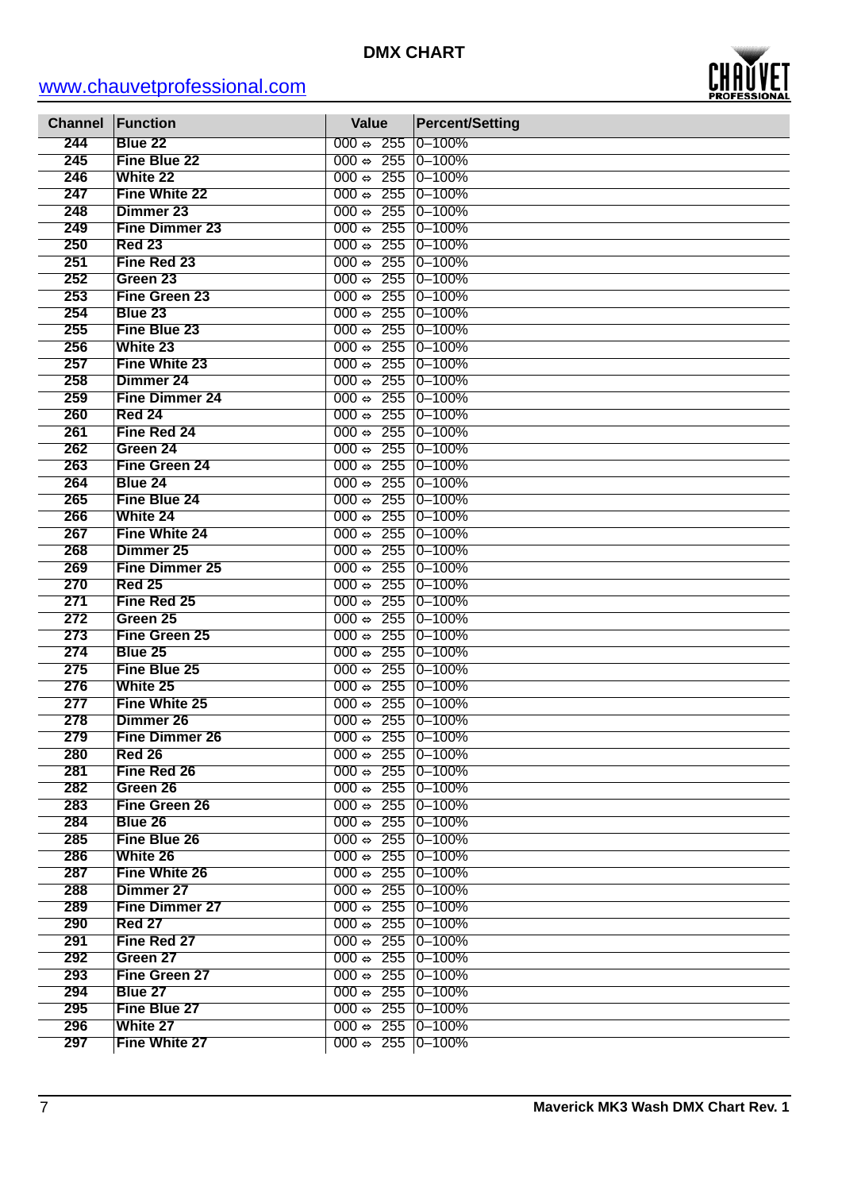| Channel | Function | Value | Percent/Setting |
|---|---|---|---|
| 244 | Blue 22 | 000 ⇔ 255 | 0–100% |
| 245 | Fine Blue 22 | 000 ⇔ 255 | 0–100% |
| 246 | White 22 | 000 ⇔ 255 | 0–100% |
| 247 | Fine White 22 | 000 ⇔ 255 | 0–100% |
| 248 | Dimmer 23 | 000 ⇔ 255 | 0–100% |
| 249 | Fine Dimmer 23 | 000 ⇔ 255 | 0–100% |
| 250 | Red 23 | 000 ⇔ 255 | 0–100% |
| 251 | Fine Red 23 | 000 ⇔ 255 | 0–100% |
| 252 | Green 23 | 000 ⇔ 255 | 0–100% |
| 253 | Fine Green 23 | 000 ⇔ 255 | 0–100% |
| 254 | Blue 23 | 000 ⇔ 255 | 0–100% |
| 255 | Fine Blue 23 | 000 ⇔ 255 | 0–100% |
| 256 | White 23 | 000 ⇔ 255 | 0–100% |
| 257 | Fine White 23 | 000 ⇔ 255 | 0–100% |
| 258 | Dimmer 24 | 000 ⇔ 255 | 0–100% |
| 259 | Fine Dimmer 24 | 000 ⇔ 255 | 0–100% |
| 260 | Red 24 | 000 ⇔ 255 | 0–100% |
| 261 | Fine Red 24 | 000 ⇔ 255 | 0–100% |
| 262 | Green 24 | 000 ⇔ 255 | 0–100% |
| 263 | Fine Green 24 | 000 ⇔ 255 | 0–100% |
| 264 | Blue 24 | 000 ⇔ 255 | 0–100% |
| 265 | Fine Blue 24 | 000 ⇔ 255 | 0–100% |
| 266 | White 24 | 000 ⇔ 255 | 0–100% |
| 267 | Fine White 24 | 000 ⇔ 255 | 0–100% |
| 268 | Dimmer 25 | 000 ⇔ 255 | 0–100% |
| 269 | Fine Dimmer 25 | 000 ⇔ 255 | 0–100% |
| 270 | Red 25 | 000 ⇔ 255 | 0–100% |
| 271 | Fine Red 25 | 000 ⇔ 255 | 0–100% |
| 272 | Green 25 | 000 ⇔ 255 | 0–100% |
| 273 | Fine Green 25 | 000 ⇔ 255 | 0–100% |
| 274 | Blue 25 | 000 ⇔ 255 | 0–100% |
| 275 | Fine Blue 25 | 000 ⇔ 255 | 0–100% |
| 276 | White 25 | 000 ⇔ 255 | 0–100% |
| 277 | Fine White 25 | 000 ⇔ 255 | 0–100% |
| 278 | Dimmer 26 | 000 ⇔ 255 | 0–100% |
| 279 | Fine Dimmer 26 | 000 ⇔ 255 | 0–100% |
| 280 | Red 26 | 000 ⇔ 255 | 0–100% |
| 281 | Fine Red 26 | 000 ⇔ 255 | 0–100% |
| 282 | Green 26 | 000 ⇔ 255 | 0–100% |
| 283 | Fine Green 26 | 000 ⇔ 255 | 0–100% |
| 284 | Blue 26 | 000 ⇔ 255 | 0–100% |
| 285 | Fine Blue 26 | 000 ⇔ 255 | 0–100% |
| 286 | White 26 | 000 ⇔ 255 | 0–100% |
| 287 | Fine White 26 | 000 ⇔ 255 | 0–100% |
| 288 | Dimmer 27 | 000 ⇔ 255 | 0–100% |
| 289 | Fine Dimmer 27 | 000 ⇔ 255 | 0–100% |
| 290 | Red 27 | 000 ⇔ 255 | 0–100% |
| 291 | Fine Red 27 | 000 ⇔ 255 | 0–100% |
| 292 | Green 27 | 000 ⇔ 255 | 0–100% |
| 293 | Fine Green 27 | 000 ⇔ 255 | 0–100% |
| 294 | Blue 27 | 000 ⇔ 255 | 0–100% |
| 295 | Fine Blue 27 | 000 ⇔ 255 | 0–100% |
| 296 | White 27 | 000 ⇔ 255 | 0–100% |
| 297 | Fine White 27 | 000 ⇔ 255 | 0–100% |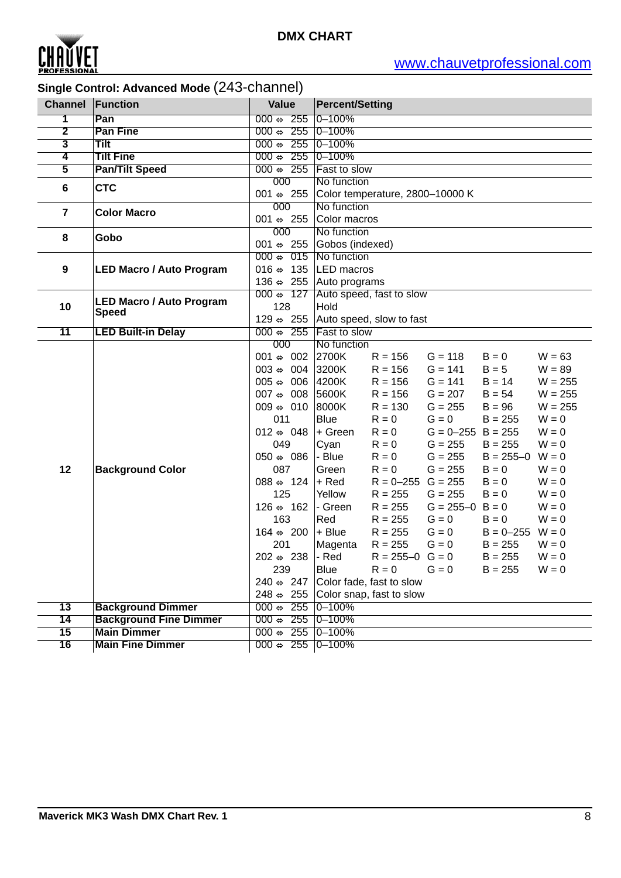## DMX CHART

www.chauvetprofessional.com

### Single Control: Advanced Mode (243-channel)

| Channel | Function | Value | Percent/Setting | | | | |
|---|---|---|---|---|---|---|---|
| 1 | **Pan** | 000 ⇔ 255 | 0–100% | | | | |
| 2 | **Pan Fine** | 000 ⇔ 255 | 0–100% | | | | |
| 3 | **Tilt** | 000 ⇔ 255 | 0–100% | | | | |
| 4 | **Tilt Fine** | 000 ⇔ 255 | 0–100% | | | | |
| 5 | **Pan/Tilt Speed** | 000 ⇔ 255 | Fast to slow | | | | |
| 6 | **CTC** | 000 | No function | | | | |
| | | 001 ⇔ 255 | Color temperature, 2800–10000 K | | | | |
| 7 | **Color Macro** | 000 | No function | | | | |
| | | 001 ⇔ 255 | Color macros | | | | |
| 8 | **Gobo** | 000 | No function | | | | |
| | | 001 ⇔ 255 | Gobos (indexed) | | | | |
| 9 | **LED Macro / Auto Program** | 000 ⇔ 015 | No function | | | | |
| | | 016 ⇔ 135 | LED macros | | | | |
| | | 136 ⇔ 255 | Auto programs | | | | |
| 10 | **LED Macro / Auto Program Speed** | 000 ⇔ 127 | Auto speed, fast to slow | | | | |
| | | 128 | Hold | | | | |
| | | 129 ⇔ 255 | Auto speed, slow to fast | | | | |
| 11 | **LED Built-in Delay** | 000 ⇔ 255 | Fast to slow | | | | |
| 12 | **Background Color** | 000 | No function | | | | |
| | | 001 ⇔ 002 | 2700K | R = 156 | G = 118 | B = 0 | W = 63 |
| | | 003 ⇔ 004 | 3200K | R = 156 | G = 141 | B = 5 | W = 89 |
| | | 005 ⇔ 006 | 4200K | R = 156 | G = 141 | B = 14 | W = 255 |
| | | 007 ⇔ 008 | 5600K | R = 156 | G = 207 | B = 54 | W = 255 |
| | | 009 ⇔ 010 | 8000K | R = 130 | G = 255 | B = 96 | W = 255 |
| | | 011 | Blue | R = 0 | G = 0 | B = 255 | W = 0 |
| | | 012 ⇔ 048 | + Green | R = 0 | G = 0–255 | B = 255 | W = 0 |
| | | 049 | Cyan | R = 0 | G = 255 | B = 255 | W = 0 |
| | | 050 ⇔ 086 | - Blue | R = 0 | G = 255 | B = 255–0 | W = 0 |
| | | 087 | Green | R = 0 | G = 255 | B = 0 | W = 0 |
| | | 088 ⇔ 124 | + Red | R = 0–255 | G = 255 | B = 0 | W = 0 |
| | | 125 | Yellow | R = 255 | G = 255 | B = 0 | W = 0 |
| | | 126 ⇔ 162 | - Green | R = 255 | G = 255–0 | B = 0 | W = 0 |
| | | 163 | Red | R = 255 | G = 0 | B = 0 | W = 0 |
| | | 164 ⇔ 200 | + Blue | R = 255 | G = 0 | B = 0–255 | W = 0 |
| | | 201 | Magenta | R = 255 | G = 0 | B = 255 | W = 0 |
| | | 202 ⇔ 238 | - Red | R = 255–0 | G = 0 | B = 255 | W = 0 |
| | | 239 | Blue | R = 0 | G = 0 | B = 255 | W = 0 |
| | | 240 ⇔ 247 | Color fade, fast to slow | | | | |
| | | 248 ⇔ 255 | Color snap, fast to slow | | | | |
| 13 | **Background Dimmer** | 000 ⇔ 255 | 0–100% | | | | |
| 14 | **Background Fine Dimmer** | 000 ⇔ 255 | 0–100% | | | | |
| 15 | **Main Dimmer** | 000 ⇔ 255 | 0–100% | | | | |
| 16 | **Main Fine Dimmer** | 000 ⇔ 255 | 0–100% | | | | |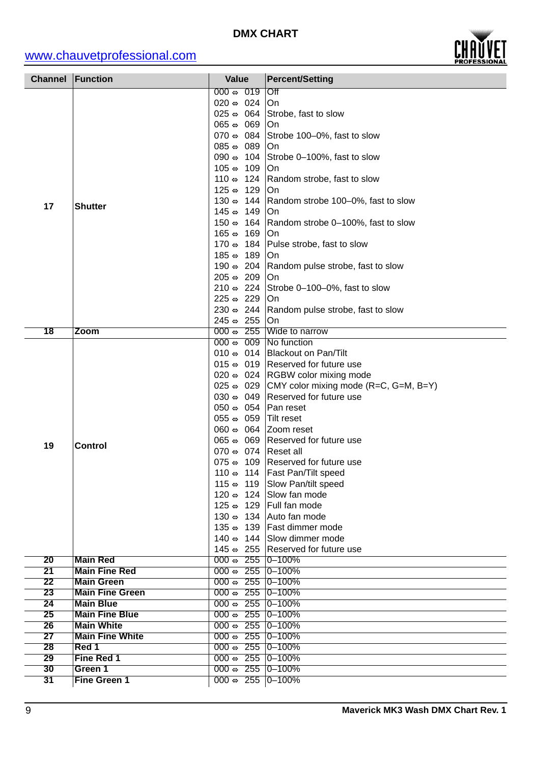## DMX CHART

www.chauvetprofessional.com

| Channel | Function | Value | Percent/Setting |
|---|---|---|---|
| 17 | Shutter | 000 ⇔ 019 | Off |
| | | 020 ⇔ 024 | On |
| | | 025 ⇔ 064 | Strobe, fast to slow |
| | | 065 ⇔ 069 | On |
| | | 070 ⇔ 084 | Strobe 100–0%, fast to slow |
| | | 085 ⇔ 089 | On |
| | | 090 ⇔ 104 | Strobe 0–100%, fast to slow |
| | | 105 ⇔ 109 | On |
| | | 110 ⇔ 124 | Random strobe, fast to slow |
| | | 125 ⇔ 129 | On |
| | | 130 ⇔ 144 | Random strobe 100–0%, fast to slow |
| | | 145 ⇔ 149 | On |
| | | 150 ⇔ 164 | Random strobe 0–100%, fast to slow |
| | | 165 ⇔ 169 | On |
| | | 170 ⇔ 184 | Pulse strobe, fast to slow |
| | | 185 ⇔ 189 | On |
| | | 190 ⇔ 204 | Random pulse strobe, fast to slow |
| | | 205 ⇔ 209 | On |
| | | 210 ⇔ 224 | Strobe 0–100–0%, fast to slow |
| | | 225 ⇔ 229 | On |
| | | 230 ⇔ 244 | Random pulse strobe, fast to slow |
| | | 245 ⇔ 255 | On |
| 18 | Zoom | 000 ⇔ 255 | Wide to narrow |
| 19 | Control | 000 ⇔ 009 | No function |
| | | 010 ⇔ 014 | Blackout on Pan/Tilt |
| | | 015 ⇔ 019 | Reserved for future use |
| | | 020 ⇔ 024 | RGBW color mixing mode |
| | | 025 ⇔ 029 | CMY color mixing mode (R=C, G=M, B=Y) |
| | | 030 ⇔ 049 | Reserved for future use |
| | | 050 ⇔ 054 | Pan reset |
| | | 055 ⇔ 059 | Tilt reset |
| | | 060 ⇔ 064 | Zoom reset |
| | | 065 ⇔ 069 | Reserved for future use |
| | | 070 ⇔ 074 | Reset all |
| | | 075 ⇔ 109 | Reserved for future use |
| | | 110 ⇔ 114 | Fast Pan/Tilt speed |
| | | 115 ⇔ 119 | Slow Pan/tilt speed |
| | | 120 ⇔ 124 | Slow fan mode |
| | | 125 ⇔ 129 | Full fan mode |
| | | 130 ⇔ 134 | Auto fan mode |
| | | 135 ⇔ 139 | Fast dimmer mode |
| | | 140 ⇔ 144 | Slow dimmer mode |
| | | 145 ⇔ 255 | Reserved for future use |
| 20 | Main Red | 000 ⇔ 255 | 0–100% |
| 21 | Main Fine Red | 000 ⇔ 255 | 0–100% |
| 22 | Main Green | 000 ⇔ 255 | 0–100% |
| 23 | Main Fine Green | 000 ⇔ 255 | 0–100% |
| 24 | Main Blue | 000 ⇔ 255 | 0–100% |
| 25 | Main Fine Blue | 000 ⇔ 255 | 0–100% |
| 26 | Main White | 000 ⇔ 255 | 0–100% |
| 27 | Main Fine White | 000 ⇔ 255 | 0–100% |
| 28 | Red 1 | 000 ⇔ 255 | 0–100% |
| 29 | Fine Red 1 | 000 ⇔ 255 | 0–100% |
| 30 | Green 1 | 000 ⇔ 255 | 0–100% |
| 31 | Fine Green 1 | 000 ⇔ 255 | 0–100% |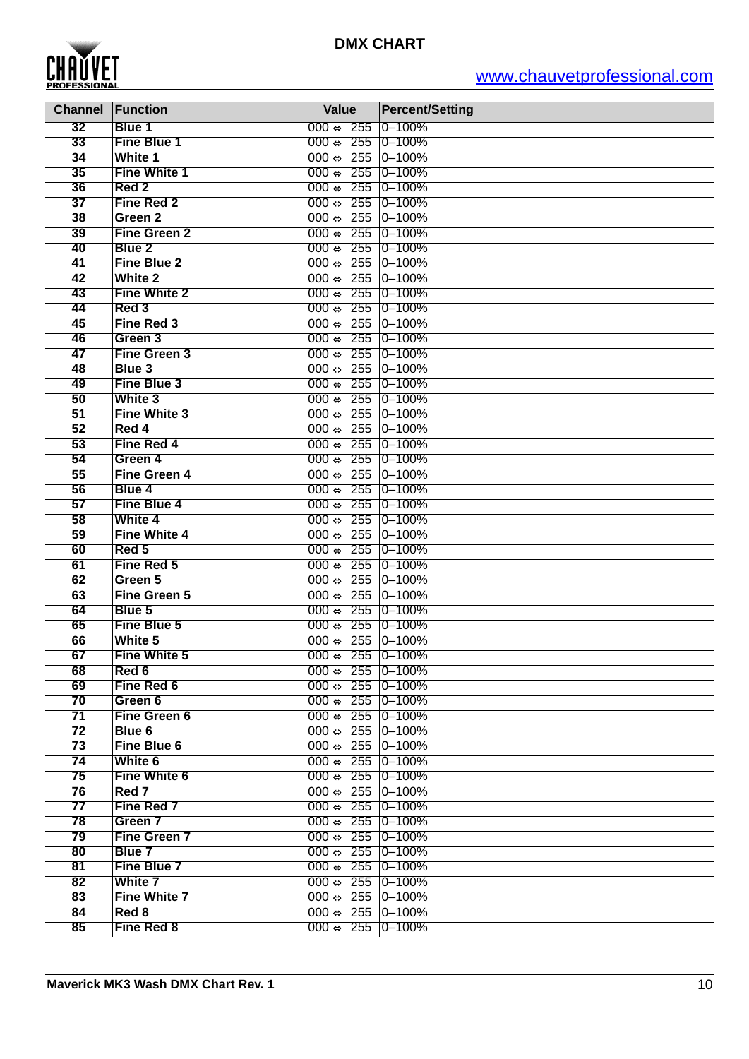| Channel | Function | Value | Percent/Setting |
|---|---|---|---|
| 32 | Blue 1 | 000 ⇔ 255 | 0–100% |
| 33 | Fine Blue 1 | 000 ⇔ 255 | 0–100% |
| 34 | White 1 | 000 ⇔ 255 | 0–100% |
| 35 | Fine White 1 | 000 ⇔ 255 | 0–100% |
| 36 | Red 2 | 000 ⇔ 255 | 0–100% |
| 37 | Fine Red 2 | 000 ⇔ 255 | 0–100% |
| 38 | Green 2 | 000 ⇔ 255 | 0–100% |
| 39 | Fine Green 2 | 000 ⇔ 255 | 0–100% |
| 40 | Blue 2 | 000 ⇔ 255 | 0–100% |
| 41 | Fine Blue 2 | 000 ⇔ 255 | 0–100% |
| 42 | White 2 | 000 ⇔ 255 | 0–100% |
| 43 | Fine White 2 | 000 ⇔ 255 | 0–100% |
| 44 | Red 3 | 000 ⇔ 255 | 0–100% |
| 45 | Fine Red 3 | 000 ⇔ 255 | 0–100% |
| 46 | Green 3 | 000 ⇔ 255 | 0–100% |
| 47 | Fine Green 3 | 000 ⇔ 255 | 0–100% |
| 48 | Blue 3 | 000 ⇔ 255 | 0–100% |
| 49 | Fine Blue 3 | 000 ⇔ 255 | 0–100% |
| 50 | White 3 | 000 ⇔ 255 | 0–100% |
| 51 | Fine White 3 | 000 ⇔ 255 | 0–100% |
| 52 | Red 4 | 000 ⇔ 255 | 0–100% |
| 53 | Fine Red 4 | 000 ⇔ 255 | 0–100% |
| 54 | Green 4 | 000 ⇔ 255 | 0–100% |
| 55 | Fine Green 4 | 000 ⇔ 255 | 0–100% |
| 56 | Blue 4 | 000 ⇔ 255 | 0–100% |
| 57 | Fine Blue 4 | 000 ⇔ 255 | 0–100% |
| 58 | White 4 | 000 ⇔ 255 | 0–100% |
| 59 | Fine White 4 | 000 ⇔ 255 | 0–100% |
| 60 | Red 5 | 000 ⇔ 255 | 0–100% |
| 61 | Fine Red 5 | 000 ⇔ 255 | 0–100% |
| 62 | Green 5 | 000 ⇔ 255 | 0–100% |
| 63 | Fine Green 5 | 000 ⇔ 255 | 0–100% |
| 64 | Blue 5 | 000 ⇔ 255 | 0–100% |
| 65 | Fine Blue 5 | 000 ⇔ 255 | 0–100% |
| 66 | White 5 | 000 ⇔ 255 | 0–100% |
| 67 | Fine White 5 | 000 ⇔ 255 | 0–100% |
| 68 | Red 6 | 000 ⇔ 255 | 0–100% |
| 69 | Fine Red 6 | 000 ⇔ 255 | 0–100% |
| 70 | Green 6 | 000 ⇔ 255 | 0–100% |
| 71 | Fine Green 6 | 000 ⇔ 255 | 0–100% |
| 72 | Blue 6 | 000 ⇔ 255 | 0–100% |
| 73 | Fine Blue 6 | 000 ⇔ 255 | 0–100% |
| 74 | White 6 | 000 ⇔ 255 | 0–100% |
| 75 | Fine White 6 | 000 ⇔ 255 | 0–100% |
| 76 | Red 7 | 000 ⇔ 255 | 0–100% |
| 77 | Fine Red 7 | 000 ⇔ 255 | 0–100% |
| 78 | Green 7 | 000 ⇔ 255 | 0–100% |
| 79 | Fine Green 7 | 000 ⇔ 255 | 0–100% |
| 80 | Blue 7 | 000 ⇔ 255 | 0–100% |
| 81 | Fine Blue 7 | 000 ⇔ 255 | 0–100% |
| 82 | White 7 | 000 ⇔ 255 | 0–100% |
| 83 | Fine White 7 | 000 ⇔ 255 | 0–100% |
| 84 | Red 8 | 000 ⇔ 255 | 0–100% |
| 85 | Fine Red 8 | 000 ⇔ 255 | 0–100% |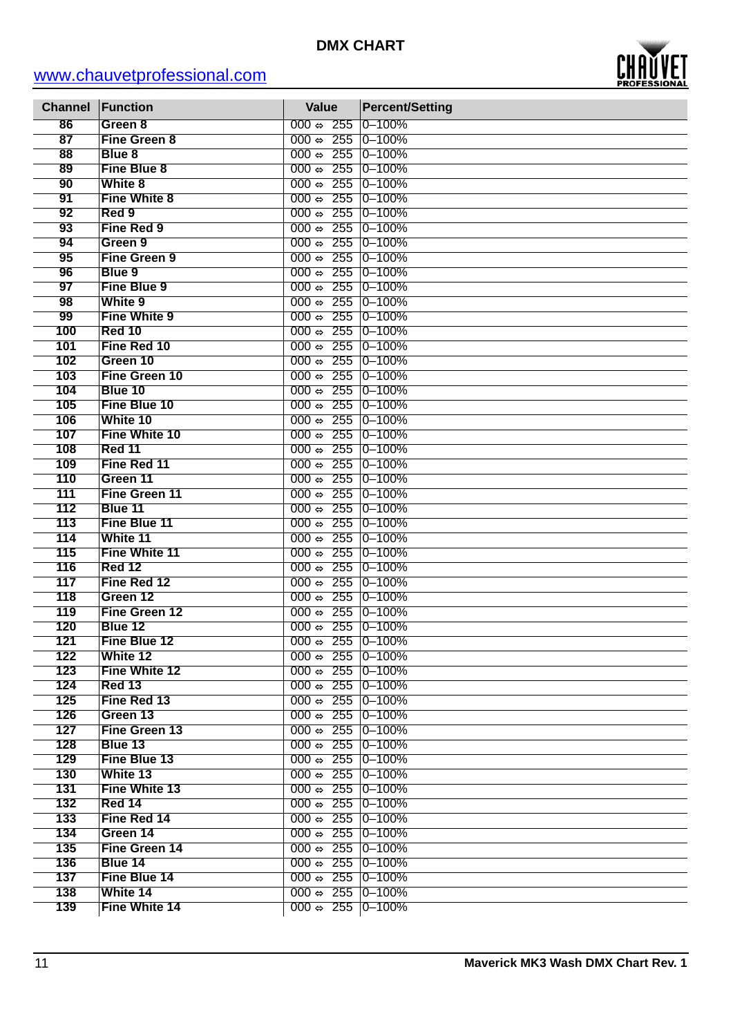## DMX CHART

www.chauvetprofessional.com

| Channel | Function | Value | Percent/Setting |
|---|---|---|---|
| 86 | Green 8 | 000 ⇔ 255 | 0–100% |
| 87 | Fine Green 8 | 000 ⇔ 255 | 0–100% |
| 88 | Blue 8 | 000 ⇔ 255 | 0–100% |
| 89 | Fine Blue 8 | 000 ⇔ 255 | 0–100% |
| 90 | White 8 | 000 ⇔ 255 | 0–100% |
| 91 | Fine White 8 | 000 ⇔ 255 | 0–100% |
| 92 | Red 9 | 000 ⇔ 255 | 0–100% |
| 93 | Fine Red 9 | 000 ⇔ 255 | 0–100% |
| 94 | Green 9 | 000 ⇔ 255 | 0–100% |
| 95 | Fine Green 9 | 000 ⇔ 255 | 0–100% |
| 96 | Blue 9 | 000 ⇔ 255 | 0–100% |
| 97 | Fine Blue 9 | 000 ⇔ 255 | 0–100% |
| 98 | White 9 | 000 ⇔ 255 | 0–100% |
| 99 | Fine White 9 | 000 ⇔ 255 | 0–100% |
| 100 | Red 10 | 000 ⇔ 255 | 0–100% |
| 101 | Fine Red 10 | 000 ⇔ 255 | 0–100% |
| 102 | Green 10 | 000 ⇔ 255 | 0–100% |
| 103 | Fine Green 10 | 000 ⇔ 255 | 0–100% |
| 104 | Blue 10 | 000 ⇔ 255 | 0–100% |
| 105 | Fine Blue 10 | 000 ⇔ 255 | 0–100% |
| 106 | White 10 | 000 ⇔ 255 | 0–100% |
| 107 | Fine White 10 | 000 ⇔ 255 | 0–100% |
| 108 | Red 11 | 000 ⇔ 255 | 0–100% |
| 109 | Fine Red 11 | 000 ⇔ 255 | 0–100% |
| 110 | Green 11 | 000 ⇔ 255 | 0–100% |
| 111 | Fine Green 11 | 000 ⇔ 255 | 0–100% |
| 112 | Blue 11 | 000 ⇔ 255 | 0–100% |
| 113 | Fine Blue 11 | 000 ⇔ 255 | 0–100% |
| 114 | White 11 | 000 ⇔ 255 | 0–100% |
| 115 | Fine White 11 | 000 ⇔ 255 | 0–100% |
| 116 | Red 12 | 000 ⇔ 255 | 0–100% |
| 117 | Fine Red 12 | 000 ⇔ 255 | 0–100% |
| 118 | Green 12 | 000 ⇔ 255 | 0–100% |
| 119 | Fine Green 12 | 000 ⇔ 255 | 0–100% |
| 120 | Blue 12 | 000 ⇔ 255 | 0–100% |
| 121 | Fine Blue 12 | 000 ⇔ 255 | 0–100% |
| 122 | White 12 | 000 ⇔ 255 | 0–100% |
| 123 | Fine White 12 | 000 ⇔ 255 | 0–100% |
| 124 | Red 13 | 000 ⇔ 255 | 0–100% |
| 125 | Fine Red 13 | 000 ⇔ 255 | 0–100% |
| 126 | Green 13 | 000 ⇔ 255 | 0–100% |
| 127 | Fine Green 13 | 000 ⇔ 255 | 0–100% |
| 128 | Blue 13 | 000 ⇔ 255 | 0–100% |
| 129 | Fine Blue 13 | 000 ⇔ 255 | 0–100% |
| 130 | White 13 | 000 ⇔ 255 | 0–100% |
| 131 | Fine White 13 | 000 ⇔ 255 | 0–100% |
| 132 | Red 14 | 000 ⇔ 255 | 0–100% |
| 133 | Fine Red 14 | 000 ⇔ 255 | 0–100% |
| 134 | Green 14 | 000 ⇔ 255 | 0–100% |
| 135 | Fine Green 14 | 000 ⇔ 255 | 0–100% |
| 136 | Blue 14 | 000 ⇔ 255 | 0–100% |
| 137 | Fine Blue 14 | 000 ⇔ 255 | 0–100% |
| 138 | White 14 | 000 ⇔ 255 | 0–100% |
| 139 | Fine White 14 | 000 ⇔ 255 | 0–100% |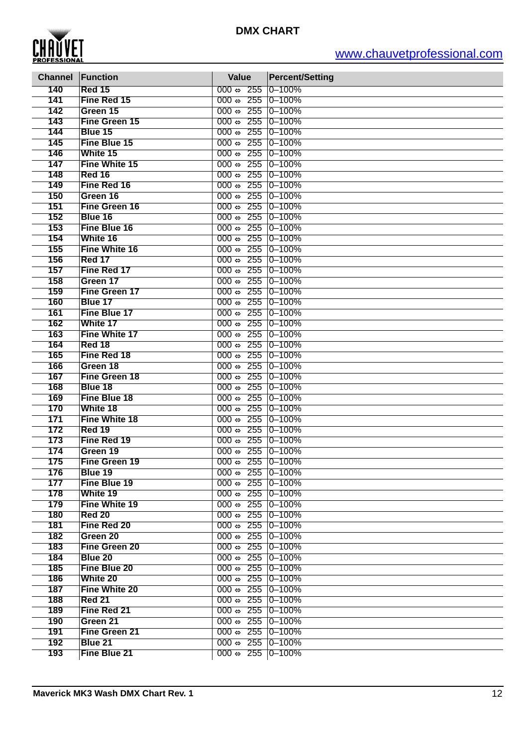| Channel | Function | Value | Percent/Setting |
|---|---|---|---|
| 140 | Red 15 | 000 ⇔ 255 | 0–100% |
| 141 | Fine Red 15 | 000 ⇔ 255 | 0–100% |
| 142 | Green 15 | 000 ⇔ 255 | 0–100% |
| 143 | Fine Green 15 | 000 ⇔ 255 | 0–100% |
| 144 | Blue 15 | 000 ⇔ 255 | 0–100% |
| 145 | Fine Blue 15 | 000 ⇔ 255 | 0–100% |
| 146 | White 15 | 000 ⇔ 255 | 0–100% |
| 147 | Fine White 15 | 000 ⇔ 255 | 0–100% |
| 148 | Red 16 | 000 ⇔ 255 | 0–100% |
| 149 | Fine Red 16 | 000 ⇔ 255 | 0–100% |
| 150 | Green 16 | 000 ⇔ 255 | 0–100% |
| 151 | Fine Green 16 | 000 ⇔ 255 | 0–100% |
| 152 | Blue 16 | 000 ⇔ 255 | 0–100% |
| 153 | Fine Blue 16 | 000 ⇔ 255 | 0–100% |
| 154 | White 16 | 000 ⇔ 255 | 0–100% |
| 155 | Fine White 16 | 000 ⇔ 255 | 0–100% |
| 156 | Red 17 | 000 ⇔ 255 | 0–100% |
| 157 | Fine Red 17 | 000 ⇔ 255 | 0–100% |
| 158 | Green 17 | 000 ⇔ 255 | 0–100% |
| 159 | Fine Green 17 | 000 ⇔ 255 | 0–100% |
| 160 | Blue 17 | 000 ⇔ 255 | 0–100% |
| 161 | Fine Blue 17 | 000 ⇔ 255 | 0–100% |
| 162 | White 17 | 000 ⇔ 255 | 0–100% |
| 163 | Fine White 17 | 000 ⇔ 255 | 0–100% |
| 164 | Red 18 | 000 ⇔ 255 | 0–100% |
| 165 | Fine Red 18 | 000 ⇔ 255 | 0–100% |
| 166 | Green 18 | 000 ⇔ 255 | 0–100% |
| 167 | Fine Green 18 | 000 ⇔ 255 | 0–100% |
| 168 | Blue 18 | 000 ⇔ 255 | 0–100% |
| 169 | Fine Blue 18 | 000 ⇔ 255 | 0–100% |
| 170 | White 18 | 000 ⇔ 255 | 0–100% |
| 171 | Fine White 18 | 000 ⇔ 255 | 0–100% |
| 172 | Red 19 | 000 ⇔ 255 | 0–100% |
| 173 | Fine Red 19 | 000 ⇔ 255 | 0–100% |
| 174 | Green 19 | 000 ⇔ 255 | 0–100% |
| 175 | Fine Green 19 | 000 ⇔ 255 | 0–100% |
| 176 | Blue 19 | 000 ⇔ 255 | 0–100% |
| 177 | Fine Blue 19 | 000 ⇔ 255 | 0–100% |
| 178 | White 19 | 000 ⇔ 255 | 0–100% |
| 179 | Fine White 19 | 000 ⇔ 255 | 0–100% |
| 180 | Red 20 | 000 ⇔ 255 | 0–100% |
| 181 | Fine Red 20 | 000 ⇔ 255 | 0–100% |
| 182 | Green 20 | 000 ⇔ 255 | 0–100% |
| 183 | Fine Green 20 | 000 ⇔ 255 | 0–100% |
| 184 | Blue 20 | 000 ⇔ 255 | 0–100% |
| 185 | Fine Blue 20 | 000 ⇔ 255 | 0–100% |
| 186 | White 20 | 000 ⇔ 255 | 0–100% |
| 187 | Fine White 20 | 000 ⇔ 255 | 0–100% |
| 188 | Red 21 | 000 ⇔ 255 | 0–100% |
| 189 | Fine Red 21 | 000 ⇔ 255 | 0–100% |
| 190 | Green 21 | 000 ⇔ 255 | 0–100% |
| 191 | Fine Green 21 | 000 ⇔ 255 | 0–100% |
| 192 | Blue 21 | 000 ⇔ 255 | 0–100% |
| 193 | Fine Blue 21 | 000 ⇔ 255 | 0–100% |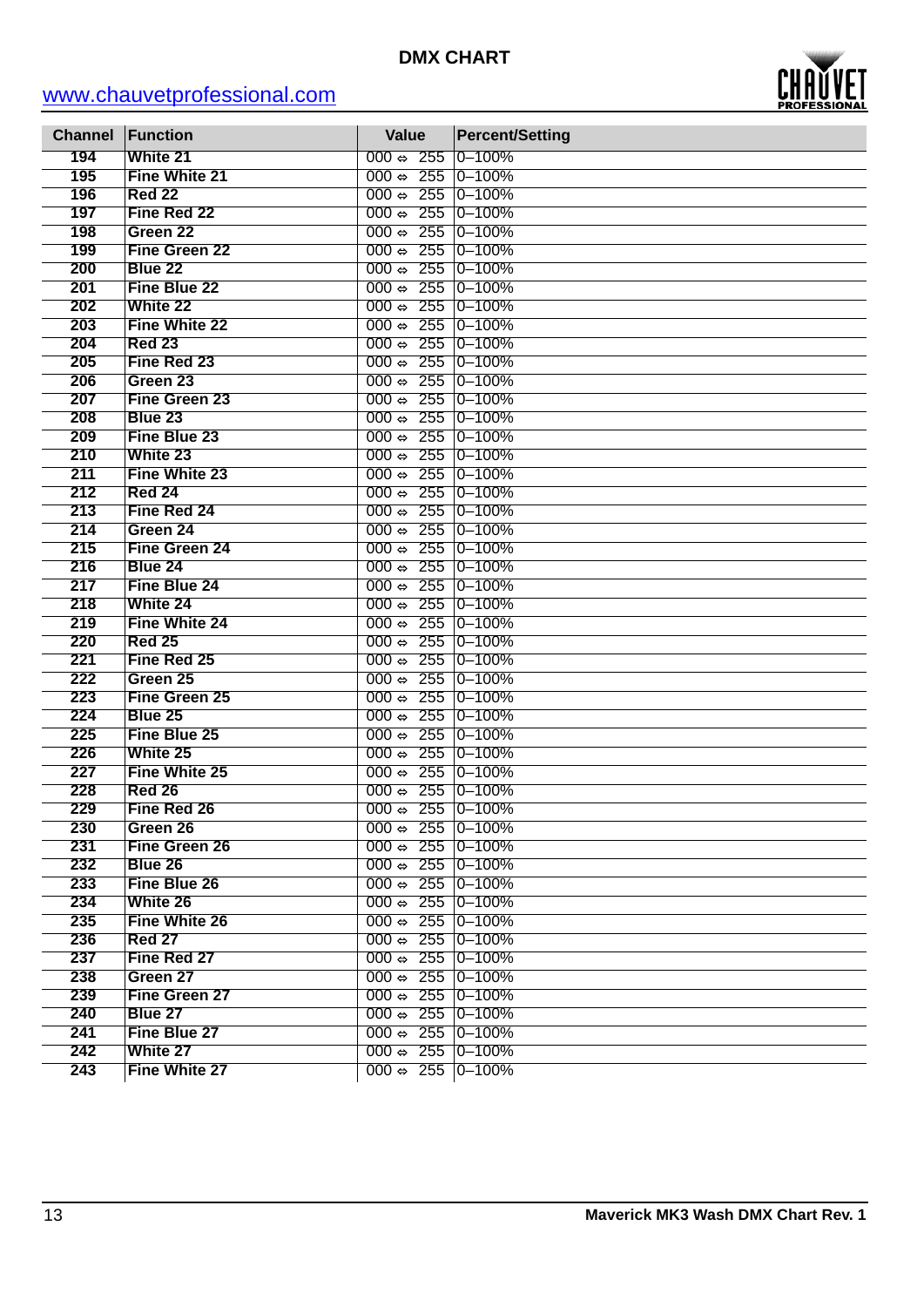| Channel | Function | Value | Percent/Setting |
|---|---|---|---|
| 194 | White 21 | 000 ⇔ 255 | 0–100% |
| 195 | Fine White 21 | 000 ⇔ 255 | 0–100% |
| 196 | Red 22 | 000 ⇔ 255 | 0–100% |
| 197 | Fine Red 22 | 000 ⇔ 255 | 0–100% |
| 198 | Green 22 | 000 ⇔ 255 | 0–100% |
| 199 | Fine Green 22 | 000 ⇔ 255 | 0–100% |
| 200 | Blue 22 | 000 ⇔ 255 | 0–100% |
| 201 | Fine Blue 22 | 000 ⇔ 255 | 0–100% |
| 202 | White 22 | 000 ⇔ 255 | 0–100% |
| 203 | Fine White 22 | 000 ⇔ 255 | 0–100% |
| 204 | Red 23 | 000 ⇔ 255 | 0–100% |
| 205 | Fine Red 23 | 000 ⇔ 255 | 0–100% |
| 206 | Green 23 | 000 ⇔ 255 | 0–100% |
| 207 | Fine Green 23 | 000 ⇔ 255 | 0–100% |
| 208 | Blue 23 | 000 ⇔ 255 | 0–100% |
| 209 | Fine Blue 23 | 000 ⇔ 255 | 0–100% |
| 210 | White 23 | 000 ⇔ 255 | 0–100% |
| 211 | Fine White 23 | 000 ⇔ 255 | 0–100% |
| 212 | Red 24 | 000 ⇔ 255 | 0–100% |
| 213 | Fine Red 24 | 000 ⇔ 255 | 0–100% |
| 214 | Green 24 | 000 ⇔ 255 | 0–100% |
| 215 | Fine Green 24 | 000 ⇔ 255 | 0–100% |
| 216 | Blue 24 | 000 ⇔ 255 | 0–100% |
| 217 | Fine Blue 24 | 000 ⇔ 255 | 0–100% |
| 218 | White 24 | 000 ⇔ 255 | 0–100% |
| 219 | Fine White 24 | 000 ⇔ 255 | 0–100% |
| 220 | Red 25 | 000 ⇔ 255 | 0–100% |
| 221 | Fine Red 25 | 000 ⇔ 255 | 0–100% |
| 222 | Green 25 | 000 ⇔ 255 | 0–100% |
| 223 | Fine Green 25 | 000 ⇔ 255 | 0–100% |
| 224 | Blue 25 | 000 ⇔ 255 | 0–100% |
| 225 | Fine Blue 25 | 000 ⇔ 255 | 0–100% |
| 226 | White 25 | 000 ⇔ 255 | 0–100% |
| 227 | Fine White 25 | 000 ⇔ 255 | 0–100% |
| 228 | Red 26 | 000 ⇔ 255 | 0–100% |
| 229 | Fine Red 26 | 000 ⇔ 255 | 0–100% |
| 230 | Green 26 | 000 ⇔ 255 | 0–100% |
| 231 | Fine Green 26 | 000 ⇔ 255 | 0–100% |
| 232 | Blue 26 | 000 ⇔ 255 | 0–100% |
| 233 | Fine Blue 26 | 000 ⇔ 255 | 0–100% |
| 234 | White 26 | 000 ⇔ 255 | 0–100% |
| 235 | Fine White 26 | 000 ⇔ 255 | 0–100% |
| 236 | Red 27 | 000 ⇔ 255 | 0–100% |
| 237 | Fine Red 27 | 000 ⇔ 255 | 0–100% |
| 238 | Green 27 | 000 ⇔ 255 | 0–100% |
| 239 | Fine Green 27 | 000 ⇔ 255 | 0–100% |
| 240 | Blue 27 | 000 ⇔ 255 | 0–100% |
| 241 | Fine Blue 27 | 000 ⇔ 255 | 0–100% |
| 242 | White 27 | 000 ⇔ 255 | 0–100% |
| 243 | Fine White 27 | 000 ⇔ 255 | 0–100% |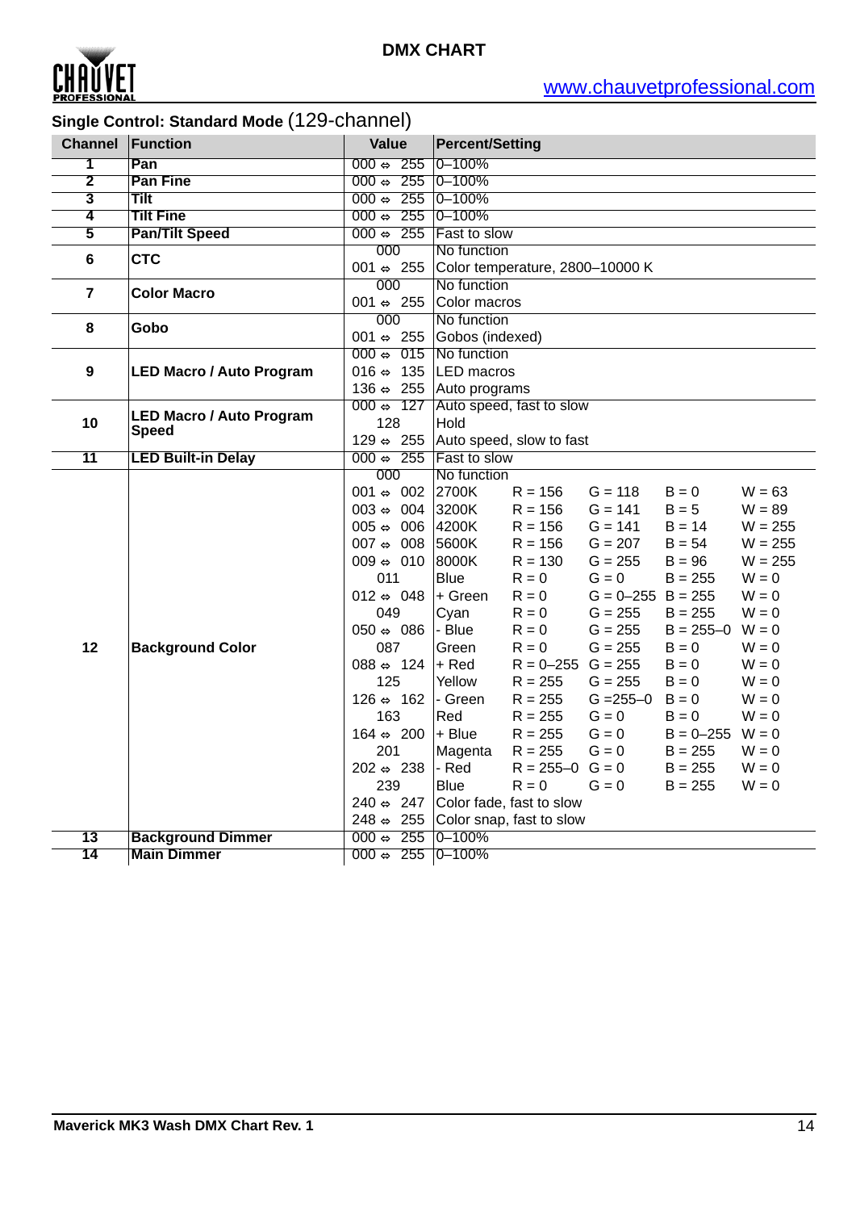## DMX CHART

### Single Control: Standard Mode (129-channel)

| Channel | Function | Value | Percent/Setting | | | | |
|---|---|---|---|---|---|---|---|
| 1 | Pan | 000 ⇔ 255 | 0–100% | | | | |
| 2 | Pan Fine | 000 ⇔ 255 | 0–100% | | | | |
| 3 | Tilt | 000 ⇔ 255 | 0–100% | | | | |
| 4 | Tilt Fine | 000 ⇔ 255 | 0–100% | | | | |
| 5 | Pan/Tilt Speed | 000 ⇔ 255 | Fast to slow | | | | |
| 6 | CTC | 000 | No function | | | | |
| | | 001 ⇔ 255 | Color temperature, 2800–10000 K | | | | |
| 7 | Color Macro | 000 | No function | | | | |
| | | 001 ⇔ 255 | Color macros | | | | |
| 8 | Gobo | 000 | No function | | | | |
| | | 001 ⇔ 255 | Gobos (indexed) | | | | |
| 9 | LED Macro / Auto Program | 000 ⇔ 015 | No function | | | | |
| | | 016 ⇔ 135 | LED macros | | | | |
| | | 136 ⇔ 255 | Auto programs | | | | |
| 10 | LED Macro / Auto Program Speed | 000 ⇔ 127 | Auto speed, fast to slow | | | | |
| | | 128 | Hold | | | | |
| | | 129 ⇔ 255 | Auto speed, slow to fast | | | | |
| 11 | LED Built-in Delay | 000 ⇔ 255 | Fast to slow | | | | |
| 12 | Background Color | 000 | No function | | | | |
| | | 001 ⇔ 002 | 2700K | R = 156 | G = 118 | B = 0 | W = 63 |
| | | 003 ⇔ 004 | 3200K | R = 156 | G = 141 | B = 5 | W = 89 |
| | | 005 ⇔ 006 | 4200K | R = 156 | G = 141 | B = 14 | W = 255 |
| | | 007 ⇔ 008 | 5600K | R = 156 | G = 207 | B = 54 | W = 255 |
| | | 009 ⇔ 010 | 8000K | R = 130 | G = 255 | B = 96 | W = 255 |
| | | 011 | Blue | R = 0 | G = 0 | B = 255 | W = 0 |
| | | 012 ⇔ 048 | + Green | R = 0 | G = 0–255 | B = 255 | W = 0 |
| | | 049 | Cyan | R = 0 | G = 255 | B = 255 | W = 0 |
| | | 050 ⇔ 086 | - Blue | R = 0 | G = 255 | B = 255–0 | W = 0 |
| | | 087 | Green | R = 0 | G = 255 | B = 0 | W = 0 |
| | | 088 ⇔ 124 | + Red | R = 0–255 | G = 255 | B = 0 | W = 0 |
| | | 125 | Yellow | R = 255 | G = 255 | B = 0 | W = 0 |
| | | 126 ⇔ 162 | - Green | R = 255 | G =255–0 | B = 0 | W = 0 |
| | | 163 | Red | R = 255 | G = 0 | B = 0 | W = 0 |
| | | 164 ⇔ 200 | + Blue | R = 255 | G = 0 | B = 0–255 | W = 0 |
| | | 201 | Magenta | R = 255 | G = 0 | B = 255 | W = 0 |
| | | 202 ⇔ 238 | - Red | R = 255–0 | G = 0 | B = 255 | W = 0 |
| | | 239 | Blue | R = 0 | G = 0 | B = 255 | W = 0 |
| | | 240 ⇔ 247 | Color fade, fast to slow | | | | |
| | | 248 ⇔ 255 | Color snap, fast to slow | | | | |
| 13 | Background Dimmer | 000 ⇔ 255 | 0–100% | | | | |
| 14 | Main Dimmer | 000 ⇔ 255 | 0–100% | | | | |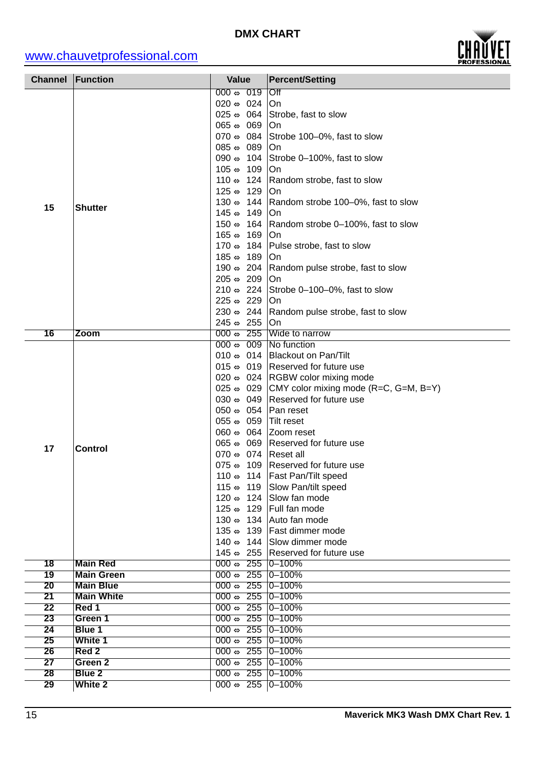## DMX CHART

| Channel | Function | Value | Percent/Setting |
|---|---|---|---|
| 15 | Shutter | 000 ⇔ 019 | Off |
| | | 020 ⇔ 024 | On |
| | | 025 ⇔ 064 | Strobe, fast to slow |
| | | 065 ⇔ 069 | On |
| | | 070 ⇔ 084 | Strobe 100–0%, fast to slow |
| | | 085 ⇔ 089 | On |
| | | 090 ⇔ 104 | Strobe 0–100%, fast to slow |
| | | 105 ⇔ 109 | On |
| | | 110 ⇔ 124 | Random strobe, fast to slow |
| | | 125 ⇔ 129 | On |
| | | 130 ⇔ 144 | Random strobe 100–0%, fast to slow |
| | | 145 ⇔ 149 | On |
| | | 150 ⇔ 164 | Random strobe 0–100%, fast to slow |
| | | 165 ⇔ 169 | On |
| | | 170 ⇔ 184 | Pulse strobe, fast to slow |
| | | 185 ⇔ 189 | On |
| | | 190 ⇔ 204 | Random pulse strobe, fast to slow |
| | | 205 ⇔ 209 | On |
| | | 210 ⇔ 224 | Strobe 0–100–0%, fast to slow |
| | | 225 ⇔ 229 | On |
| | | 230 ⇔ 244 | Random pulse strobe, fast to slow |
| | | 245 ⇔ 255 | On |
| 16 | Zoom | 000 ⇔ 255 | Wide to narrow |
| 17 | Control | 000 ⇔ 009 | No function |
| | | 010 ⇔ 014 | Blackout on Pan/Tilt |
| | | 015 ⇔ 019 | Reserved for future use |
| | | 020 ⇔ 024 | RGBW color mixing mode |
| | | 025 ⇔ 029 | CMY color mixing mode (R=C, G=M, B=Y) |
| | | 030 ⇔ 049 | Reserved for future use |
| | | 050 ⇔ 054 | Pan reset |
| | | 055 ⇔ 059 | Tilt reset |
| | | 060 ⇔ 064 | Zoom reset |
| | | 065 ⇔ 069 | Reserved for future use |
| | | 070 ⇔ 074 | Reset all |
| | | 075 ⇔ 109 | Reserved for future use |
| | | 110 ⇔ 114 | Fast Pan/Tilt speed |
| | | 115 ⇔ 119 | Slow Pan/tilt speed |
| | | 120 ⇔ 124 | Slow fan mode |
| | | 125 ⇔ 129 | Full fan mode |
| | | 130 ⇔ 134 | Auto fan mode |
| | | 135 ⇔ 139 | Fast dimmer mode |
| | | 140 ⇔ 144 | Slow dimmer mode |
| | | 145 ⇔ 255 | Reserved for future use |
| 18 | Main Red | 000 ⇔ 255 | 0–100% |
| 19 | Main Green | 000 ⇔ 255 | 0–100% |
| 20 | Main Blue | 000 ⇔ 255 | 0–100% |
| 21 | Main White | 000 ⇔ 255 | 0–100% |
| 22 | Red 1 | 000 ⇔ 255 | 0–100% |
| 23 | Green 1 | 000 ⇔ 255 | 0–100% |
| 24 | Blue 1 | 000 ⇔ 255 | 0–100% |
| 25 | White 1 | 000 ⇔ 255 | 0–100% |
| 26 | Red 2 | 000 ⇔ 255 | 0–100% |
| 27 | Green 2 | 000 ⇔ 255 | 0–100% |
| 28 | Blue 2 | 000 ⇔ 255 | 0–100% |
| 29 | White 2 | 000 ⇔ 255 | 0–100% |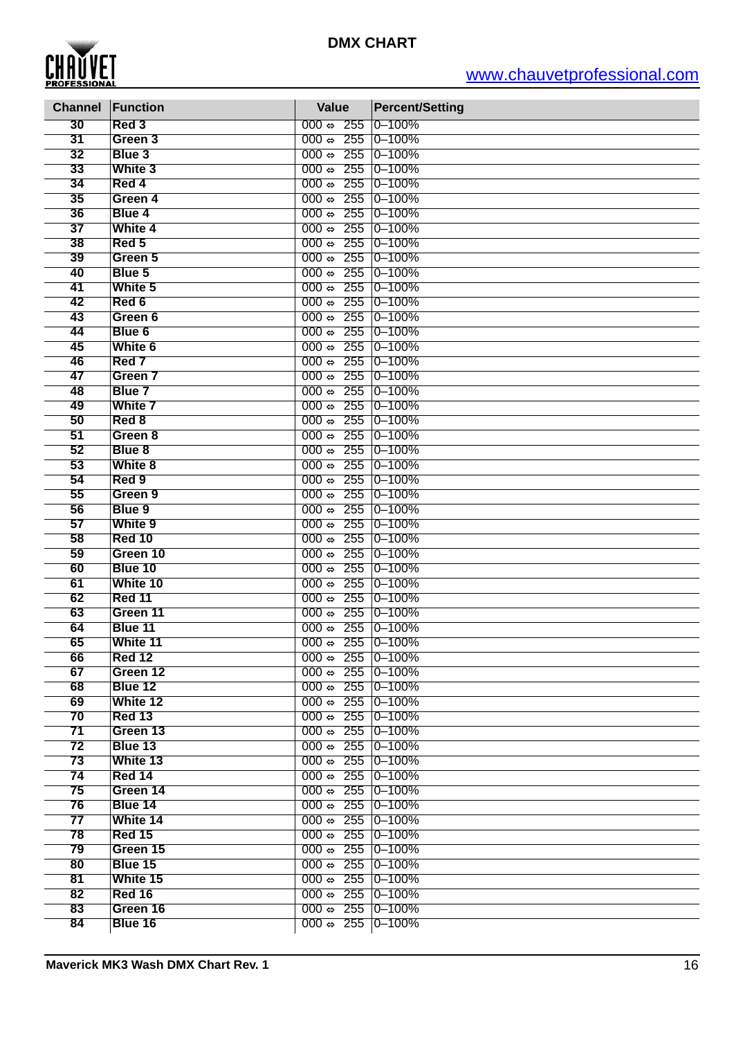| Channel | Function | Value | Percent/Setting |
|---|---|---|---|
| 30 | Red 3 | 000 ⇔ 255 | 0–100% |
| 31 | Green 3 | 000 ⇔ 255 | 0–100% |
| 32 | Blue 3 | 000 ⇔ 255 | 0–100% |
| 33 | White 3 | 000 ⇔ 255 | 0–100% |
| 34 | Red 4 | 000 ⇔ 255 | 0–100% |
| 35 | Green 4 | 000 ⇔ 255 | 0–100% |
| 36 | Blue 4 | 000 ⇔ 255 | 0–100% |
| 37 | White 4 | 000 ⇔ 255 | 0–100% |
| 38 | Red 5 | 000 ⇔ 255 | 0–100% |
| 39 | Green 5 | 000 ⇔ 255 | 0–100% |
| 40 | Blue 5 | 000 ⇔ 255 | 0–100% |
| 41 | White 5 | 000 ⇔ 255 | 0–100% |
| 42 | Red 6 | 000 ⇔ 255 | 0–100% |
| 43 | Green 6 | 000 ⇔ 255 | 0–100% |
| 44 | Blue 6 | 000 ⇔ 255 | 0–100% |
| 45 | White 6 | 000 ⇔ 255 | 0–100% |
| 46 | Red 7 | 000 ⇔ 255 | 0–100% |
| 47 | Green 7 | 000 ⇔ 255 | 0–100% |
| 48 | Blue 7 | 000 ⇔ 255 | 0–100% |
| 49 | White 7 | 000 ⇔ 255 | 0–100% |
| 50 | Red 8 | 000 ⇔ 255 | 0–100% |
| 51 | Green 8 | 000 ⇔ 255 | 0–100% |
| 52 | Blue 8 | 000 ⇔ 255 | 0–100% |
| 53 | White 8 | 000 ⇔ 255 | 0–100% |
| 54 | Red 9 | 000 ⇔ 255 | 0–100% |
| 55 | Green 9 | 000 ⇔ 255 | 0–100% |
| 56 | Blue 9 | 000 ⇔ 255 | 0–100% |
| 57 | White 9 | 000 ⇔ 255 | 0–100% |
| 58 | Red 10 | 000 ⇔ 255 | 0–100% |
| 59 | Green 10 | 000 ⇔ 255 | 0–100% |
| 60 | Blue 10 | 000 ⇔ 255 | 0–100% |
| 61 | White 10 | 000 ⇔ 255 | 0–100% |
| 62 | Red 11 | 000 ⇔ 255 | 0–100% |
| 63 | Green 11 | 000 ⇔ 255 | 0–100% |
| 64 | Blue 11 | 000 ⇔ 255 | 0–100% |
| 65 | White 11 | 000 ⇔ 255 | 0–100% |
| 66 | Red 12 | 000 ⇔ 255 | 0–100% |
| 67 | Green 12 | 000 ⇔ 255 | 0–100% |
| 68 | Blue 12 | 000 ⇔ 255 | 0–100% |
| 69 | White 12 | 000 ⇔ 255 | 0–100% |
| 70 | Red 13 | 000 ⇔ 255 | 0–100% |
| 71 | Green 13 | 000 ⇔ 255 | 0–100% |
| 72 | Blue 13 | 000 ⇔ 255 | 0–100% |
| 73 | White 13 | 000 ⇔ 255 | 0–100% |
| 74 | Red 14 | 000 ⇔ 255 | 0–100% |
| 75 | Green 14 | 000 ⇔ 255 | 0–100% |
| 76 | Blue 14 | 000 ⇔ 255 | 0–100% |
| 77 | White 14 | 000 ⇔ 255 | 0–100% |
| 78 | Red 15 | 000 ⇔ 255 | 0–100% |
| 79 | Green 15 | 000 ⇔ 255 | 0–100% |
| 80 | Blue 15 | 000 ⇔ 255 | 0–100% |
| 81 | White 15 | 000 ⇔ 255 | 0–100% |
| 82 | Red 16 | 000 ⇔ 255 | 0–100% |
| 83 | Green 16 | 000 ⇔ 255 | 0–100% |
| 84 | Blue 16 | 000 ⇔ 255 | 0–100% |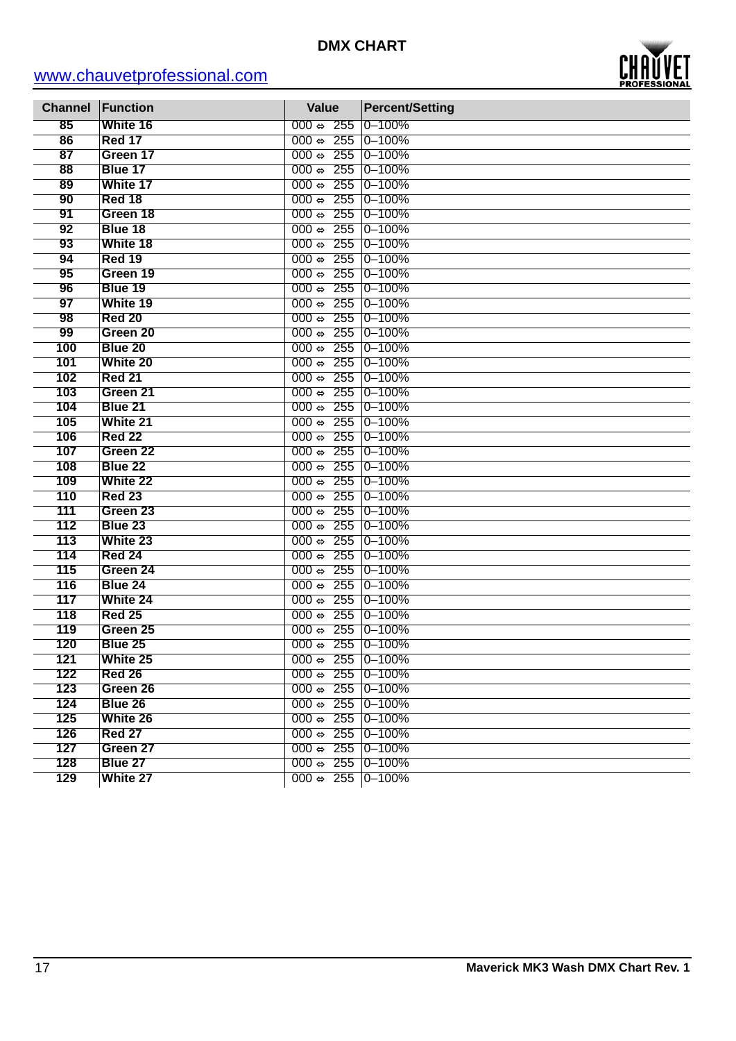# DMX CHART

www.chauvetprofessional.com

| Channel | Function | Value | Percent/Setting |
|---|---|---|---|
| 85 | White 16 | 000 ⇔ 255 | 0–100% |
| 86 | Red 17 | 000 ⇔ 255 | 0–100% |
| 87 | Green 17 | 000 ⇔ 255 | 0–100% |
| 88 | Blue 17 | 000 ⇔ 255 | 0–100% |
| 89 | White 17 | 000 ⇔ 255 | 0–100% |
| 90 | Red 18 | 000 ⇔ 255 | 0–100% |
| 91 | Green 18 | 000 ⇔ 255 | 0–100% |
| 92 | Blue 18 | 000 ⇔ 255 | 0–100% |
| 93 | White 18 | 000 ⇔ 255 | 0–100% |
| 94 | Red 19 | 000 ⇔ 255 | 0–100% |
| 95 | Green 19 | 000 ⇔ 255 | 0–100% |
| 96 | Blue 19 | 000 ⇔ 255 | 0–100% |
| 97 | White 19 | 000 ⇔ 255 | 0–100% |
| 98 | Red 20 | 000 ⇔ 255 | 0–100% |
| 99 | Green 20 | 000 ⇔ 255 | 0–100% |
| 100 | Blue 20 | 000 ⇔ 255 | 0–100% |
| 101 | White 20 | 000 ⇔ 255 | 0–100% |
| 102 | Red 21 | 000 ⇔ 255 | 0–100% |
| 103 | Green 21 | 000 ⇔ 255 | 0–100% |
| 104 | Blue 21 | 000 ⇔ 255 | 0–100% |
| 105 | White 21 | 000 ⇔ 255 | 0–100% |
| 106 | Red 22 | 000 ⇔ 255 | 0–100% |
| 107 | Green 22 | 000 ⇔ 255 | 0–100% |
| 108 | Blue 22 | 000 ⇔ 255 | 0–100% |
| 109 | White 22 | 000 ⇔ 255 | 0–100% |
| 110 | Red 23 | 000 ⇔ 255 | 0–100% |
| 111 | Green 23 | 000 ⇔ 255 | 0–100% |
| 112 | Blue 23 | 000 ⇔ 255 | 0–100% |
| 113 | White 23 | 000 ⇔ 255 | 0–100% |
| 114 | Red 24 | 000 ⇔ 255 | 0–100% |
| 115 | Green 24 | 000 ⇔ 255 | 0–100% |
| 116 | Blue 24 | 000 ⇔ 255 | 0–100% |
| 117 | White 24 | 000 ⇔ 255 | 0–100% |
| 118 | Red 25 | 000 ⇔ 255 | 0–100% |
| 119 | Green 25 | 000 ⇔ 255 | 0–100% |
| 120 | Blue 25 | 000 ⇔ 255 | 0–100% |
| 121 | White 25 | 000 ⇔ 255 | 0–100% |
| 122 | Red 26 | 000 ⇔ 255 | 0–100% |
| 123 | Green 26 | 000 ⇔ 255 | 0–100% |
| 124 | Blue 26 | 000 ⇔ 255 | 0–100% |
| 125 | White 26 | 000 ⇔ 255 | 0–100% |
| 126 | Red 27 | 000 ⇔ 255 | 0–100% |
| 127 | Green 27 | 000 ⇔ 255 | 0–100% |
| 128 | Blue 27 | 000 ⇔ 255 | 0–100% |
| 129 | White 27 | 000 ⇔ 255 | 0–100% |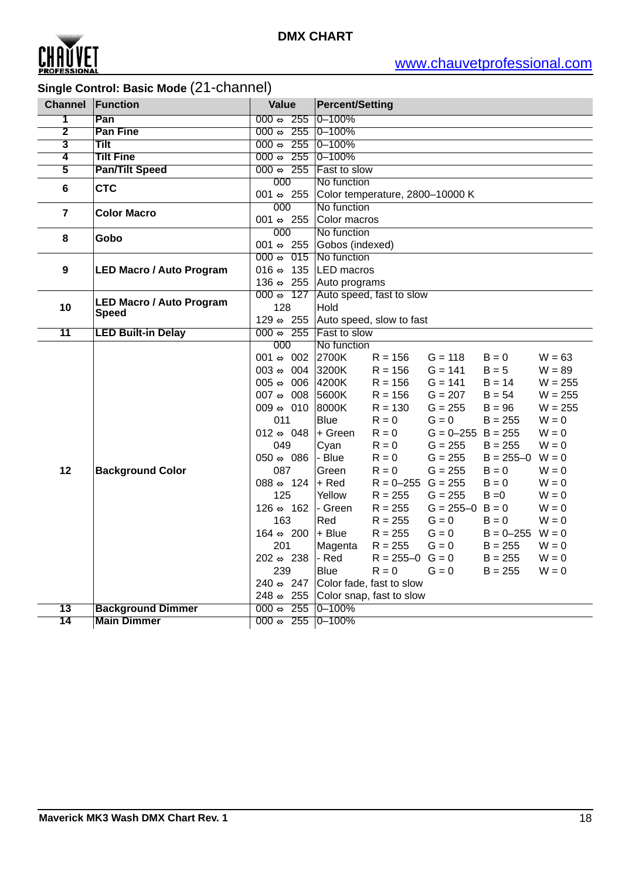## DMX CHART

www.chauvetprofessional.com

### Single Control: Basic Mode (21-channel)

| Channel | Function | Value | Percent/Setting |
|---|---|---|---|
| 1 | Pan | 000 ⇔ 255 | 0–100% |
| 2 | Pan Fine | 000 ⇔ 255 | 0–100% |
| 3 | Tilt | 000 ⇔ 255 | 0–100% |
| 4 | Tilt Fine | 000 ⇔ 255 | 0–100% |
| 5 | Pan/Tilt Speed | 000 ⇔ 255 | Fast to slow |
| 6 | CTC | 000 | No function |
| | | 001 ⇔ 255 | Color temperature, 2800–10000 K |
| 7 | Color Macro | 000 | No function |
| | | 001 ⇔ 255 | Color macros |
| 8 | Gobo | 000 | No function |
| | | 001 ⇔ 255 | Gobos (indexed) |
| 9 | LED Macro / Auto Program | 000 ⇔ 015 | No function |
| | | 016 ⇔ 135 | LED macros |
| | | 136 ⇔ 255 | Auto programs |
| 10 | LED Macro / Auto Program Speed | 000 ⇔ 127 | Auto speed, fast to slow |
| | | 128 | Hold |
| | | 129 ⇔ 255 | Auto speed, slow to fast |
| 11 | LED Built-in Delay | 000 ⇔ 255 | Fast to slow |
| 12 | Background Color | 000 | No function |
| | | 001 ⇔ 002 | 2700K R = 156 G = 118 B = 0 W = 63 |
| | | 003 ⇔ 004 | 3200K R = 156 G = 141 B = 5 W = 89 |
| | | 005 ⇔ 006 | 4200K R = 156 G = 141 B = 14 W = 255 |
| | | 007 ⇔ 008 | 5600K R = 156 G = 207 B = 54 W = 255 |
| | | 009 ⇔ 010 | 8000K R = 130 G = 255 B = 96 W = 255 |
| | | 011 | Blue R = 0 G = 0 B = 255 W = 0 |
| | | 012 ⇔ 048 | + Green R = 0 G = 0–255 B = 255 W = 0 |
| | | 049 | Cyan R = 0 G = 255 B = 255 W = 0 |
| | | 050 ⇔ 086 | - Blue R = 0 G = 255 B = 255–0 W = 0 |
| | | 087 | Green R = 0 G = 255 B = 0 W = 0 |
| | | 088 ⇔ 124 | + Red R = 0–255 G = 255 B = 0 W = 0 |
| | | 125 | Yellow R = 255 G = 255 B =0 W = 0 |
| | | 126 ⇔ 162 | - Green R = 255 G = 255–0 B = 0 W = 0 |
| | | 163 | Red R = 255 G = 0 B = 0 W = 0 |
| | | 164 ⇔ 200 | + Blue R = 255 G = 0 B = 0–255 W = 0 |
| | | 201 | Magenta R = 255 G = 0 B = 255 W = 0 |
| | | 202 ⇔ 238 | - Red R = 255–0 G = 0 B = 255 W = 0 |
| | | 239 | Blue R = 0 G = 0 B = 255 W = 0 |
| | | 240 ⇔ 247 | Color fade, fast to slow |
| | | 248 ⇔ 255 | Color snap, fast to slow |
| 13 | Background Dimmer | 000 ⇔ 255 | 0–100% |
| 14 | Main Dimmer | 000 ⇔ 255 | 0–100% |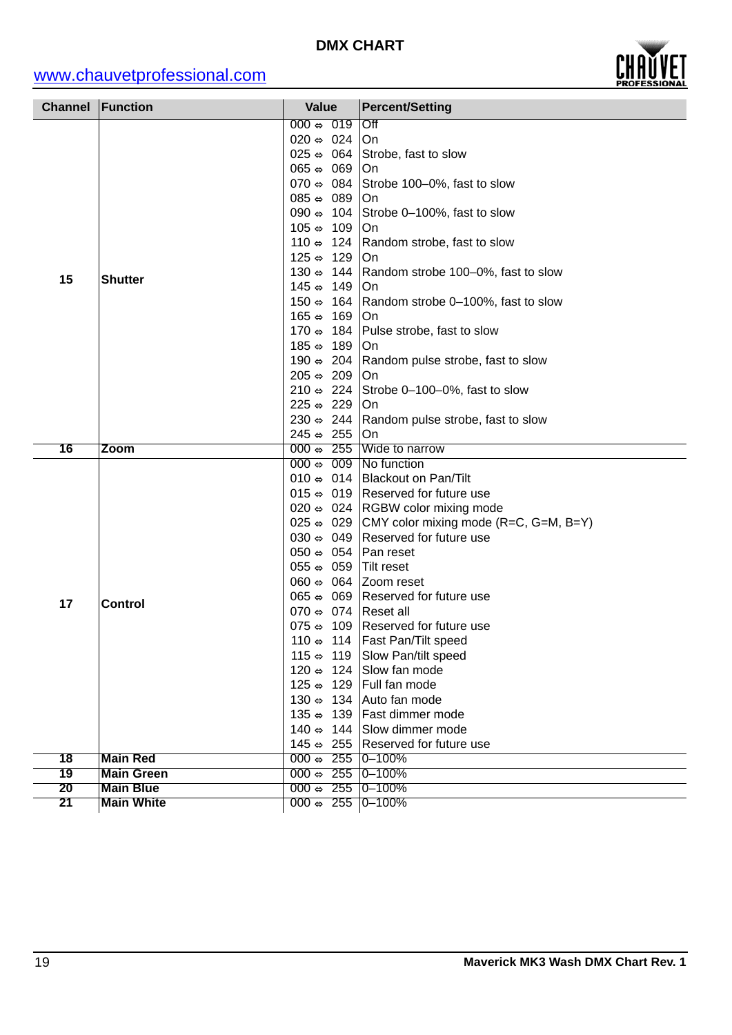## DMX CHART

www.chauvetprofessional.com

| Channel | Function | Value | Percent/Setting |
|---|---|---|---|
| 15 | Shutter | 000 ⇔ 019 | Off |
| | | 020 ⇔ 024 | On |
| | | 025 ⇔ 064 | Strobe, fast to slow |
| | | 065 ⇔ 069 | On |
| | | 070 ⇔ 084 | Strobe 100–0%, fast to slow |
| | | 085 ⇔ 089 | On |
| | | 090 ⇔ 104 | Strobe 0–100%, fast to slow |
| | | 105 ⇔ 109 | On |
| | | 110 ⇔ 124 | Random strobe, fast to slow |
| | | 125 ⇔ 129 | On |
| | | 130 ⇔ 144 | Random strobe 100–0%, fast to slow |
| | | 145 ⇔ 149 | On |
| | | 150 ⇔ 164 | Random strobe 0–100%, fast to slow |
| | | 165 ⇔ 169 | On |
| | | 170 ⇔ 184 | Pulse strobe, fast to slow |
| | | 185 ⇔ 189 | On |
| | | 190 ⇔ 204 | Random pulse strobe, fast to slow |
| | | 205 ⇔ 209 | On |
| | | 210 ⇔ 224 | Strobe 0–100–0%, fast to slow |
| | | 225 ⇔ 229 | On |
| | | 230 ⇔ 244 | Random pulse strobe, fast to slow |
| | | 245 ⇔ 255 | On |
| 16 | Zoom | 000 ⇔ 255 | Wide to narrow |
| 17 | Control | 000 ⇔ 009 | No function |
| | | 010 ⇔ 014 | Blackout on Pan/Tilt |
| | | 015 ⇔ 019 | Reserved for future use |
| | | 020 ⇔ 024 | RGBW color mixing mode |
| | | 025 ⇔ 029 | CMY color mixing mode (R=C, G=M, B=Y) |
| | | 030 ⇔ 049 | Reserved for future use |
| | | 050 ⇔ 054 | Pan reset |
| | | 055 ⇔ 059 | Tilt reset |
| | | 060 ⇔ 064 | Zoom reset |
| | | 065 ⇔ 069 | Reserved for future use |
| | | 070 ⇔ 074 | Reset all |
| | | 075 ⇔ 109 | Reserved for future use |
| | | 110 ⇔ 114 | Fast Pan/Tilt speed |
| | | 115 ⇔ 119 | Slow Pan/tilt speed |
| | | 120 ⇔ 124 | Slow fan mode |
| | | 125 ⇔ 129 | Full fan mode |
| | | 130 ⇔ 134 | Auto fan mode |
| | | 135 ⇔ 139 | Fast dimmer mode |
| | | 140 ⇔ 144 | Slow dimmer mode |
| | | 145 ⇔ 255 | Reserved for future use |
| 18 | Main Red | 000 ⇔ 255 | 0–100% |
| 19 | Main Green | 000 ⇔ 255 | 0–100% |
| 20 | Main Blue | 000 ⇔ 255 | 0–100% |
| 21 | Main White | 000 ⇔ 255 | 0–100% |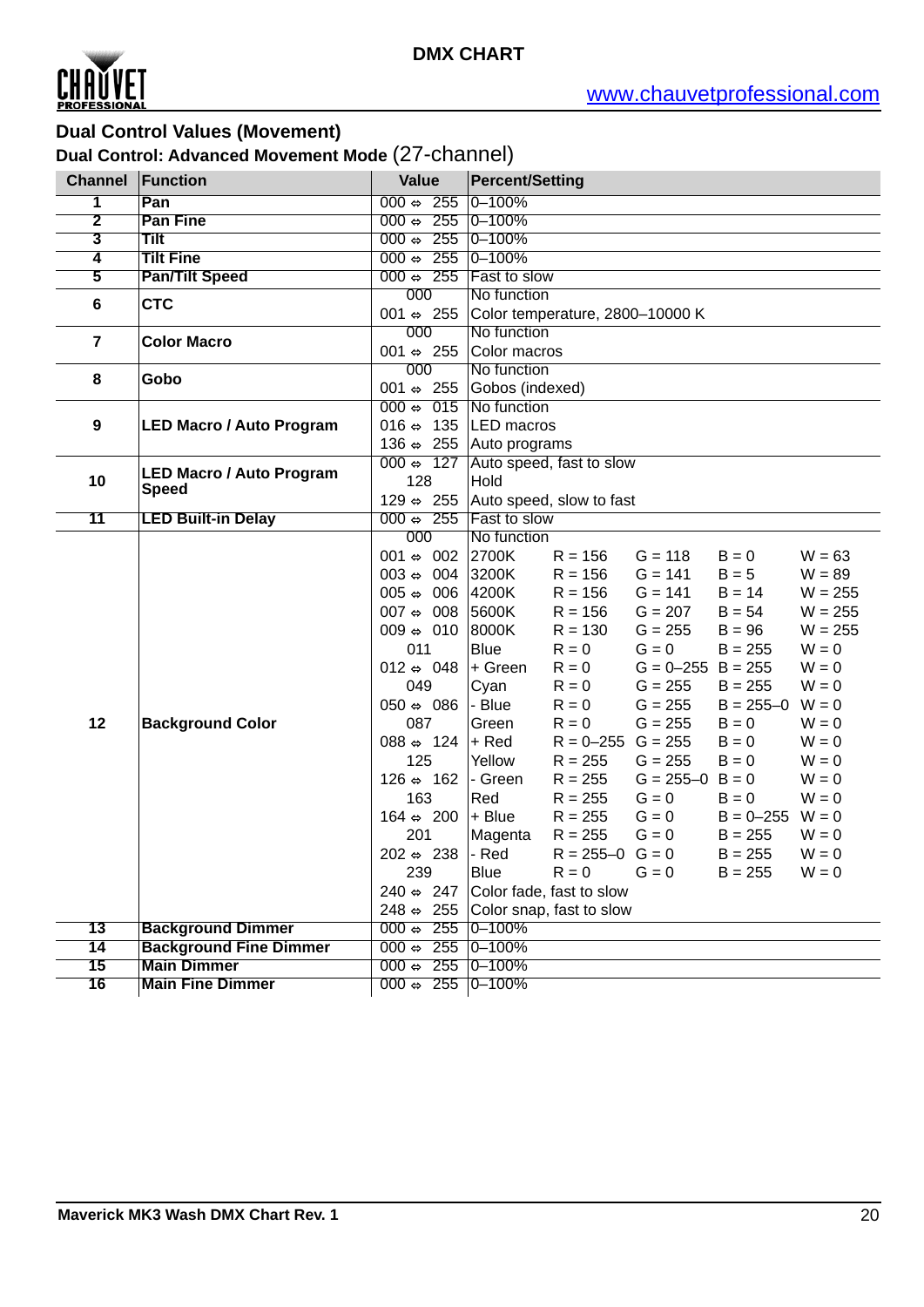# Dual Control Values (Movement)

## Dual Control: Advanced Movement Mode (27-channel)

| Channel | Function | Value | Percent/Setting | | | | |
|---|---|---|---|---|---|---|---|
| 1 | **Pan** | 000 ⇔ 255 | 0–100% | | | | |
| 2 | **Pan Fine** | 000 ⇔ 255 | 0–100% | | | | |
| 3 | **Tilt** | 000 ⇔ 255 | 0–100% | | | | |
| 4 | **Tilt Fine** | 000 ⇔ 255 | 0–100% | | | | |
| 5 | **Pan/Tilt Speed** | 000 ⇔ 255 | Fast to slow | | | | |
| 6 | **CTC** | 000 | No function | | | | |
| | | 001 ⇔ 255 | Color temperature, 2800–10000 K | | | | |
| 7 | **Color Macro** | 000 | No function | | | | |
| | | 001 ⇔ 255 | Color macros | | | | |
| 8 | **Gobo** | 000 | No function | | | | |
| | | 001 ⇔ 255 | Gobos (indexed) | | | | |
| 9 | **LED Macro / Auto Program** | 000 ⇔ 015 | No function | | | | |
| | | 016 ⇔ 135 | LED macros | | | | |
| | | 136 ⇔ 255 | Auto programs | | | | |
| 10 | **LED Macro / Auto Program Speed** | 000 ⇔ 127 | Auto speed, fast to slow | | | | |
| | | 128 | Hold | | | | |
| | | 129 ⇔ 255 | Auto speed, slow to fast | | | | |
| 11 | **LED Built-in Delay** | 000 ⇔ 255 | Fast to slow | | | | |
| 12 | **Background Color** | 000 | No function | | | | |
| | | 001 ⇔ 002 | 2700K | R = 156 | G = 118 | B = 0 | W = 63 |
| | | 003 ⇔ 004 | 3200K | R = 156 | G = 141 | B = 5 | W = 89 |
| | | 005 ⇔ 006 | 4200K | R = 156 | G = 141 | B = 14 | W = 255 |
| | | 007 ⇔ 008 | 5600K | R = 156 | G = 207 | B = 54 | W = 255 |
| | | 009 ⇔ 010 | 8000K | R = 130 | G = 255 | B = 96 | W = 255 |
| | | 011 | Blue | R = 0 | G = 0 | B = 255 | W = 0 |
| | | 012 ⇔ 048 | + Green | R = 0 | G = 0–255 | B = 255 | W = 0 |
| | | 049 | Cyan | R = 0 | G = 255 | B = 255 | W = 0 |
| | | 050 ⇔ 086 | - Blue | R = 0 | G = 255 | B = 255–0 | W = 0 |
| | | 087 | Green | R = 0 | G = 255 | B = 0 | W = 0 |
| | | 088 ⇔ 124 | + Red | R = 0–255 | G = 255 | B = 0 | W = 0 |
| | | 125 | Yellow | R = 255 | G = 255 | B = 0 | W = 0 |
| | | 126 ⇔ 162 | - Green | R = 255 | G = 255–0 | B = 0 | W = 0 |
| | | 163 | Red | R = 255 | G = 0 | B = 0 | W = 0 |
| | | 164 ⇔ 200 | + Blue | R = 255 | G = 0 | B = 0–255 | W = 0 |
| | | 201 | Magenta | R = 255 | G = 0 | B = 255 | W = 0 |
| | | 202 ⇔ 238 | - Red | R = 255–0 | G = 0 | B = 255 | W = 0 |
| | | 239 | Blue | R = 0 | G = 0 | B = 255 | W = 0 |
| | | 240 ⇔ 247 | Color fade, fast to slow | | | | |
| | | 248 ⇔ 255 | Color snap, fast to slow | | | | |
| 13 | **Background Dimmer** | 000 ⇔ 255 | 0–100% | | | | |
| 14 | **Background Fine Dimmer** | 000 ⇔ 255 | 0–100% | | | | |
| 15 | **Main Dimmer** | 000 ⇔ 255 | 0–100% | | | | |
| 16 | **Main Fine Dimmer** | 000 ⇔ 255 | 0–100% | | | | |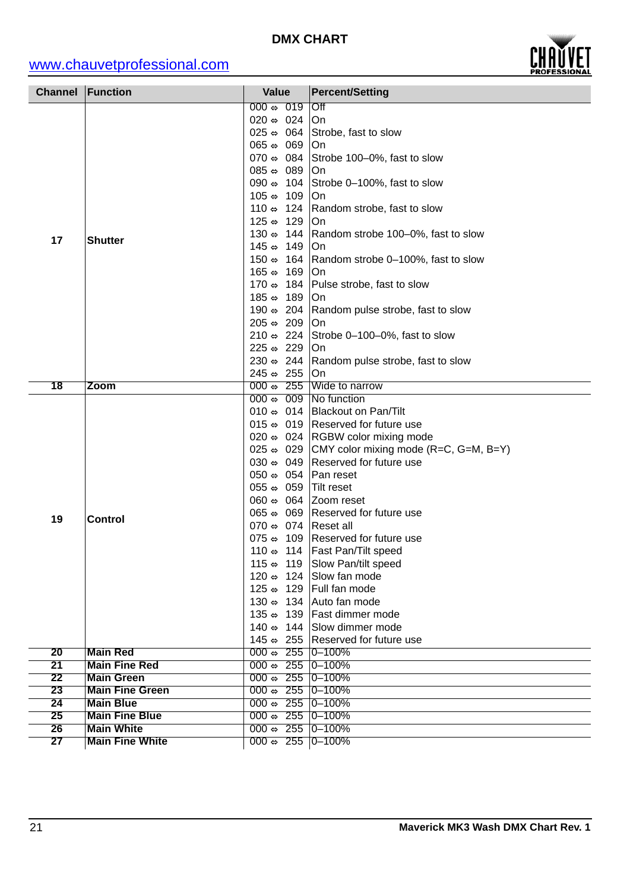## DMX CHART

| Channel | Function | Value | Percent/Setting |
|---|---|---|---|
| 17 | Shutter | 000 ⇔ 019 | Off |
| | | 020 ⇔ 024 | On |
| | | 025 ⇔ 064 | Strobe, fast to slow |
| | | 065 ⇔ 069 | On |
| | | 070 ⇔ 084 | Strobe 100–0%, fast to slow |
| | | 085 ⇔ 089 | On |
| | | 090 ⇔ 104 | Strobe 0–100%, fast to slow |
| | | 105 ⇔ 109 | On |
| | | 110 ⇔ 124 | Random strobe, fast to slow |
| | | 125 ⇔ 129 | On |
| | | 130 ⇔ 144 | Random strobe 100–0%, fast to slow |
| | | 145 ⇔ 149 | On |
| | | 150 ⇔ 164 | Random strobe 0–100%, fast to slow |
| | | 165 ⇔ 169 | On |
| | | 170 ⇔ 184 | Pulse strobe, fast to slow |
| | | 185 ⇔ 189 | On |
| | | 190 ⇔ 204 | Random pulse strobe, fast to slow |
| | | 205 ⇔ 209 | On |
| | | 210 ⇔ 224 | Strobe 0–100–0%, fast to slow |
| | | 225 ⇔ 229 | On |
| | | 230 ⇔ 244 | Random pulse strobe, fast to slow |
| | | 245 ⇔ 255 | On |
| 18 | Zoom | 000 ⇔ 255 | Wide to narrow |
| 19 | Control | 000 ⇔ 009 | No function |
| | | 010 ⇔ 014 | Blackout on Pan/Tilt |
| | | 015 ⇔ 019 | Reserved for future use |
| | | 020 ⇔ 024 | RGBW color mixing mode |
| | | 025 ⇔ 029 | CMY color mixing mode (R=C, G=M, B=Y) |
| | | 030 ⇔ 049 | Reserved for future use |
| | | 050 ⇔ 054 | Pan reset |
| | | 055 ⇔ 059 | Tilt reset |
| | | 060 ⇔ 064 | Zoom reset |
| | | 065 ⇔ 069 | Reserved for future use |
| | | 070 ⇔ 074 | Reset all |
| | | 075 ⇔ 109 | Reserved for future use |
| | | 110 ⇔ 114 | Fast Pan/Tilt speed |
| | | 115 ⇔ 119 | Slow Pan/tilt speed |
| | | 120 ⇔ 124 | Slow fan mode |
| | | 125 ⇔ 129 | Full fan mode |
| | | 130 ⇔ 134 | Auto fan mode |
| | | 135 ⇔ 139 | Fast dimmer mode |
| | | 140 ⇔ 144 | Slow dimmer mode |
| | | 145 ⇔ 255 | Reserved for future use |
| 20 | Main Red | 000 ⇔ 255 | 0–100% |
| 21 | Main Fine Red | 000 ⇔ 255 | 0–100% |
| 22 | Main Green | 000 ⇔ 255 | 0–100% |
| 23 | Main Fine Green | 000 ⇔ 255 | 0–100% |
| 24 | Main Blue | 000 ⇔ 255 | 0–100% |
| 25 | Main Fine Blue | 000 ⇔ 255 | 0–100% |
| 26 | Main White | 000 ⇔ 255 | 0–100% |
| 27 | Main Fine White | 000 ⇔ 255 | 0–100% |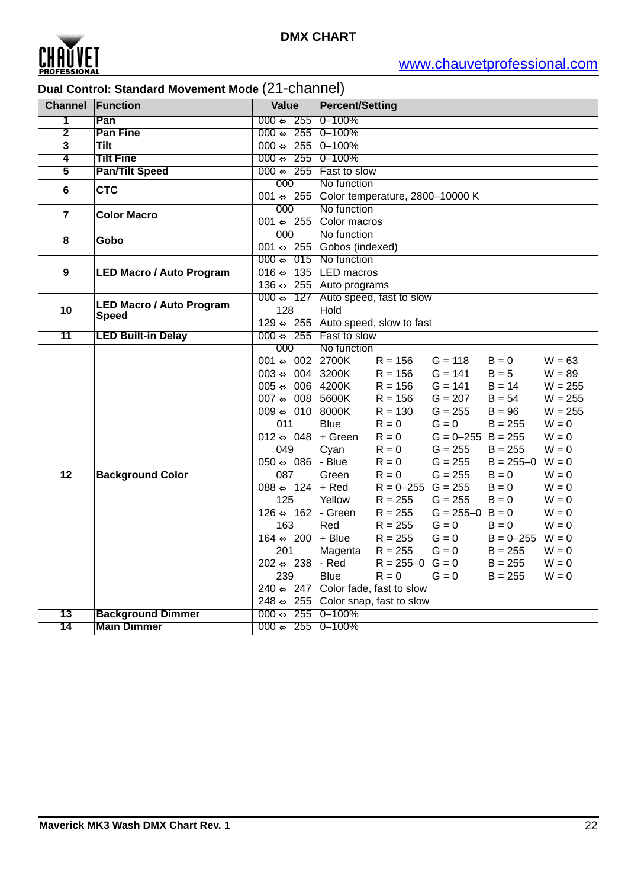# DMX CHART

www.chauvetprofessional.com

## Dual Control: Standard Movement Mode (21-channel)

| Channel | Function | Value | Percent/Setting | | | | |
|---|---|---|---|---|---|---|---|
| 1 | Pan | 000 ⇔ 255 | 0–100% | | | | |
| 2 | Pan Fine | 000 ⇔ 255 | 0–100% | | | | |
| 3 | Tilt | 000 ⇔ 255 | 0–100% | | | | |
| 4 | Tilt Fine | 000 ⇔ 255 | 0–100% | | | | |
| 5 | Pan/Tilt Speed | 000 ⇔ 255 | Fast to slow | | | | |
| 6 | CTC | 000 | No function | | | | |
| | | 001 ⇔ 255 | Color temperature, 2800–10000 K | | | | |
| 7 | Color Macro | 000 | No function | | | | |
| | | 001 ⇔ 255 | Color macros | | | | |
| 8 | Gobo | 000 | No function | | | | |
| | | 001 ⇔ 255 | Gobos (indexed) | | | | |
| 9 | LED Macro / Auto Program | 000 ⇔ 015 | No function | | | | |
| | | 016 ⇔ 135 | LED macros | | | | |
| | | 136 ⇔ 255 | Auto programs | | | | |
| 10 | LED Macro / Auto Program Speed | 000 ⇔ 127 | Auto speed, fast to slow | | | | |
| | | 128 | Hold | | | | |
| | | 129 ⇔ 255 | Auto speed, slow to fast | | | | |
| 11 | LED Built-in Delay | 000 ⇔ 255 | Fast to slow | | | | |
| 12 | Background Color | 000 | No function | | | | |
| | | 001 ⇔ 002 | 2700K | R = 156 | G = 118 | B = 0 | W = 63 |
| | | 003 ⇔ 004 | 3200K | R = 156 | G = 141 | B = 5 | W = 89 |
| | | 005 ⇔ 006 | 4200K | R = 156 | G = 141 | B = 14 | W = 255 |
| | | 007 ⇔ 008 | 5600K | R = 156 | G = 207 | B = 54 | W = 255 |
| | | 009 ⇔ 010 | 8000K | R = 130 | G = 255 | B = 96 | W = 255 |
| | | 011 | Blue | R = 0 | G = 0 | B = 255 | W = 0 |
| | | 012 ⇔ 048 | + Green | R = 0 | G = 0–255 | B = 255 | W = 0 |
| | | 049 | Cyan | R = 0 | G = 255 | B = 255 | W = 0 |
| | | 050 ⇔ 086 | - Blue | R = 0 | G = 255 | B = 255–0 | W = 0 |
| | | 087 | Green | R = 0 | G = 255 | B = 0 | W = 0 |
| | | 088 ⇔ 124 | + Red | R = 0–255 | G = 255 | B = 0 | W = 0 |
| | | 125 | Yellow | R = 255 | G = 255 | B = 0 | W = 0 |
| | | 126 ⇔ 162 | - Green | R = 255 | G = 255–0 | B = 0 | W = 0 |
| | | 163 | Red | R = 255 | G = 0 | B = 0 | W = 0 |
| | | 164 ⇔ 200 | + Blue | R = 255 | G = 0 | B = 0–255 | W = 0 |
| | | 201 | Magenta | R = 255 | G = 0 | B = 255 | W = 0 |
| | | 202 ⇔ 238 | - Red | R = 255–0 | G = 0 | B = 255 | W = 0 |
| | | 239 | Blue | R = 0 | G = 0 | B = 255 | W = 0 |
| | | 240 ⇔ 247 | Color fade, fast to slow | | | | |
| | | 248 ⇔ 255 | Color snap, fast to slow | | | | |
| 13 | Background Dimmer | 000 ⇔ 255 | 0–100% | | | | |
| 14 | Main Dimmer | 000 ⇔ 255 | 0–100% | | | | |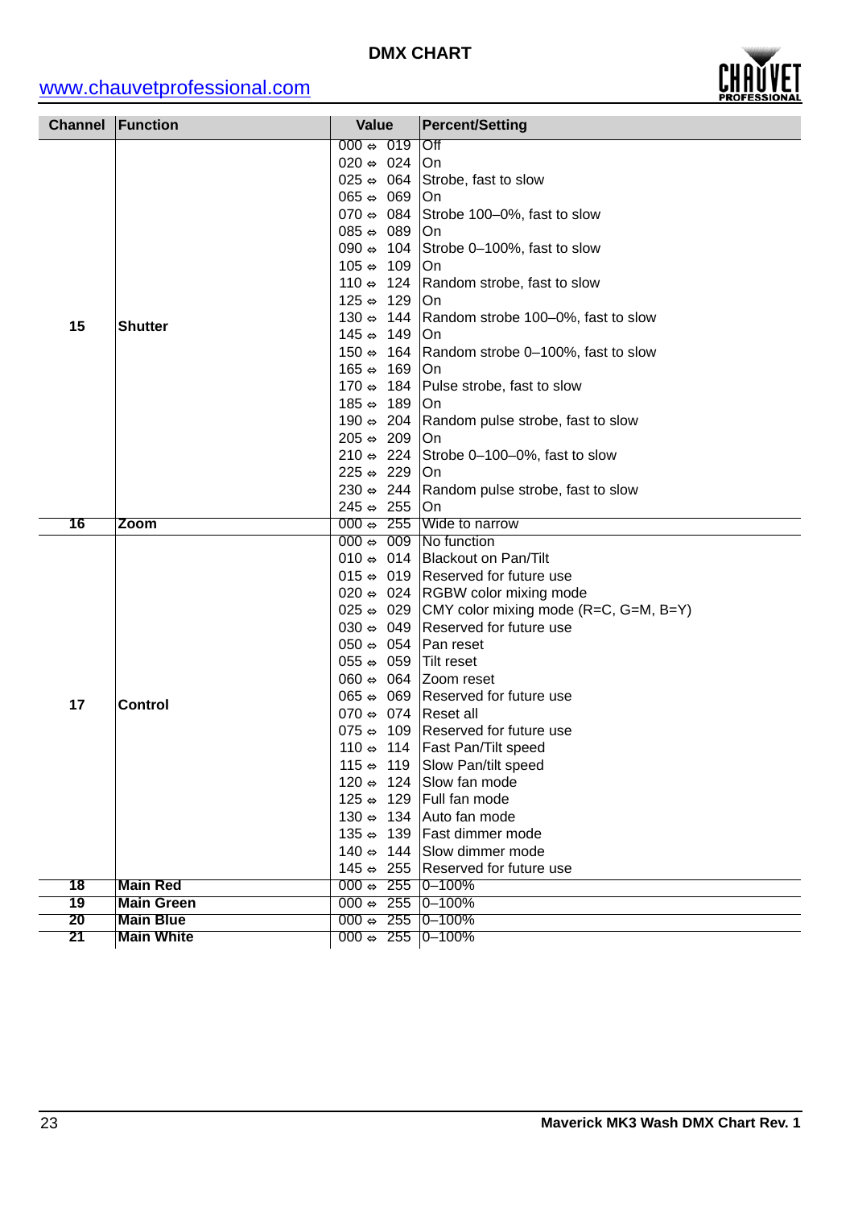## DMX CHART

www.chauvetprofessional.com

| Channel | Function | Value | Percent/Setting |
|---|---|---|---|
| 15 | Shutter | 000 ⇔ 019 | Off |
| | | 020 ⇔ 024 | On |
| | | 025 ⇔ 064 | Strobe, fast to slow |
| | | 065 ⇔ 069 | On |
| | | 070 ⇔ 084 | Strobe 100–0%, fast to slow |
| | | 085 ⇔ 089 | On |
| | | 090 ⇔ 104 | Strobe 0–100%, fast to slow |
| | | 105 ⇔ 109 | On |
| | | 110 ⇔ 124 | Random strobe, fast to slow |
| | | 125 ⇔ 129 | On |
| | | 130 ⇔ 144 | Random strobe 100–0%, fast to slow |
| | | 145 ⇔ 149 | On |
| | | 150 ⇔ 164 | Random strobe 0–100%, fast to slow |
| | | 165 ⇔ 169 | On |
| | | 170 ⇔ 184 | Pulse strobe, fast to slow |
| | | 185 ⇔ 189 | On |
| | | 190 ⇔ 204 | Random pulse strobe, fast to slow |
| | | 205 ⇔ 209 | On |
| | | 210 ⇔ 224 | Strobe 0–100–0%, fast to slow |
| | | 225 ⇔ 229 | On |
| | | 230 ⇔ 244 | Random pulse strobe, fast to slow |
| | | 245 ⇔ 255 | On |
| 16 | Zoom | 000 ⇔ 255 | Wide to narrow |
| 17 | Control | 000 ⇔ 009 | No function |
| | | 010 ⇔ 014 | Blackout on Pan/Tilt |
| | | 015 ⇔ 019 | Reserved for future use |
| | | 020 ⇔ 024 | RGBW color mixing mode |
| | | 025 ⇔ 029 | CMY color mixing mode (R=C, G=M, B=Y) |
| | | 030 ⇔ 049 | Reserved for future use |
| | | 050 ⇔ 054 | Pan reset |
| | | 055 ⇔ 059 | Tilt reset |
| | | 060 ⇔ 064 | Zoom reset |
| | | 065 ⇔ 069 | Reserved for future use |
| | | 070 ⇔ 074 | Reset all |
| | | 075 ⇔ 109 | Reserved for future use |
| | | 110 ⇔ 114 | Fast Pan/Tilt speed |
| | | 115 ⇔ 119 | Slow Pan/tilt speed |
| | | 120 ⇔ 124 | Slow fan mode |
| | | 125 ⇔ 129 | Full fan mode |
| | | 130 ⇔ 134 | Auto fan mode |
| | | 135 ⇔ 139 | Fast dimmer mode |
| | | 140 ⇔ 144 | Slow dimmer mode |
| | | 145 ⇔ 255 | Reserved for future use |
| 18 | Main Red | 000 ⇔ 255 | 0–100% |
| 19 | Main Green | 000 ⇔ 255 | 0–100% |
| 20 | Main Blue | 000 ⇔ 255 | 0–100% |
| 21 | Main White | 000 ⇔ 255 | 0–100% |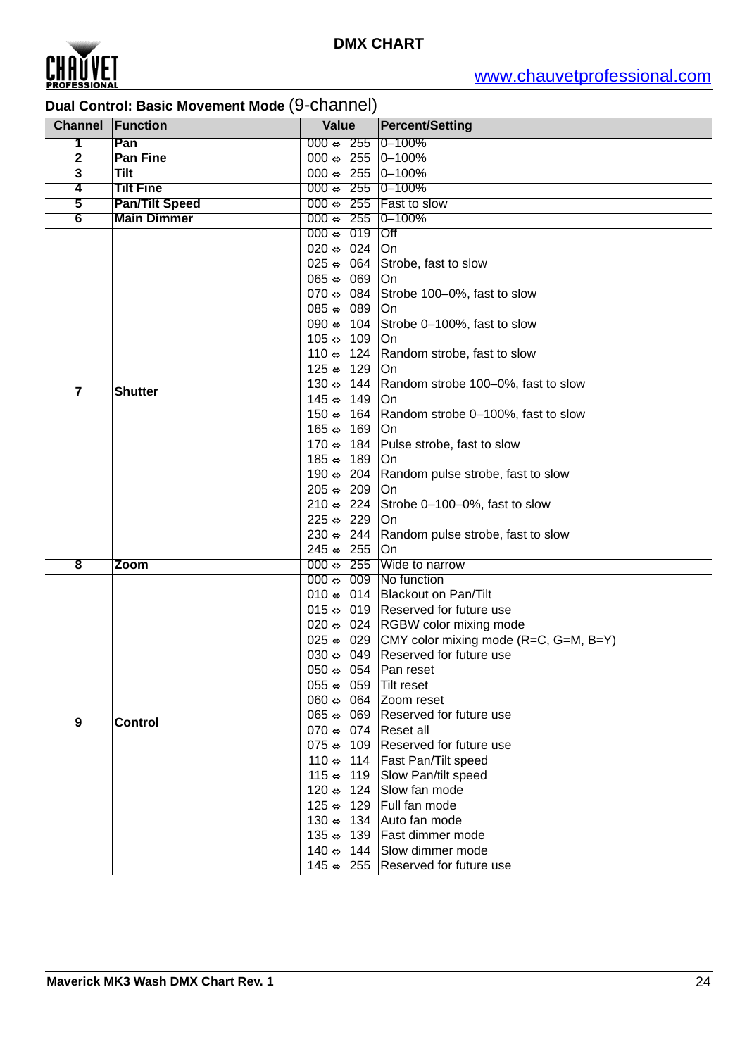## DMX CHART

### Dual Control: Basic Movement Mode (9-channel)

| Channel | Function | Value | Percent/Setting |
|---|---|---|---|
| 1 | Pan | 000 ⇔ 255 | 0–100% |
| 2 | Pan Fine | 000 ⇔ 255 | 0–100% |
| 3 | Tilt | 000 ⇔ 255 | 0–100% |
| 4 | Tilt Fine | 000 ⇔ 255 | 0–100% |
| 5 | Pan/Tilt Speed | 000 ⇔ 255 | Fast to slow |
| 6 | Main Dimmer | 000 ⇔ 255 | 0–100% |
| 7 | Shutter | 000 ⇔ 019 | Off |
| | | 020 ⇔ 024 | On |
| | | 025 ⇔ 064 | Strobe, fast to slow |
| | | 065 ⇔ 069 | On |
| | | 070 ⇔ 084 | Strobe 100–0%, fast to slow |
| | | 085 ⇔ 089 | On |
| | | 090 ⇔ 104 | Strobe 0–100%, fast to slow |
| | | 105 ⇔ 109 | On |
| | | 110 ⇔ 124 | Random strobe, fast to slow |
| | | 125 ⇔ 129 | On |
| | | 130 ⇔ 144 | Random strobe 100–0%, fast to slow |
| | | 145 ⇔ 149 | On |
| | | 150 ⇔ 164 | Random strobe 0–100%, fast to slow |
| | | 165 ⇔ 169 | On |
| | | 170 ⇔ 184 | Pulse strobe, fast to slow |
| | | 185 ⇔ 189 | On |
| | | 190 ⇔ 204 | Random pulse strobe, fast to slow |
| | | 205 ⇔ 209 | On |
| | | 210 ⇔ 224 | Strobe 0–100–0%, fast to slow |
| | | 225 ⇔ 229 | On |
| | | 230 ⇔ 244 | Random pulse strobe, fast to slow |
| | | 245 ⇔ 255 | On |
| 8 | Zoom | 000 ⇔ 255 | Wide to narrow |
| 9 | Control | 000 ⇔ 009 | No function |
| | | 010 ⇔ 014 | Blackout on Pan/Tilt |
| | | 015 ⇔ 019 | Reserved for future use |
| | | 020 ⇔ 024 | RGBW color mixing mode |
| | | 025 ⇔ 029 | CMY color mixing mode (R=C, G=M, B=Y) |
| | | 030 ⇔ 049 | Reserved for future use |
| | | 050 ⇔ 054 | Pan reset |
| | | 055 ⇔ 059 | Tilt reset |
| | | 060 ⇔ 064 | Zoom reset |
| | | 065 ⇔ 069 | Reserved for future use |
| | | 070 ⇔ 074 | Reset all |
| | | 075 ⇔ 109 | Reserved for future use |
| | | 110 ⇔ 114 | Fast Pan/Tilt speed |
| | | 115 ⇔ 119 | Slow Pan/tilt speed |
| | | 120 ⇔ 124 | Slow fan mode |
| | | 125 ⇔ 129 | Full fan mode |
| | | 130 ⇔ 134 | Auto fan mode |
| | | 135 ⇔ 139 | Fast dimmer mode |
| | | 140 ⇔ 144 | Slow dimmer mode |
| | | 145 ⇔ 255 | Reserved for future use |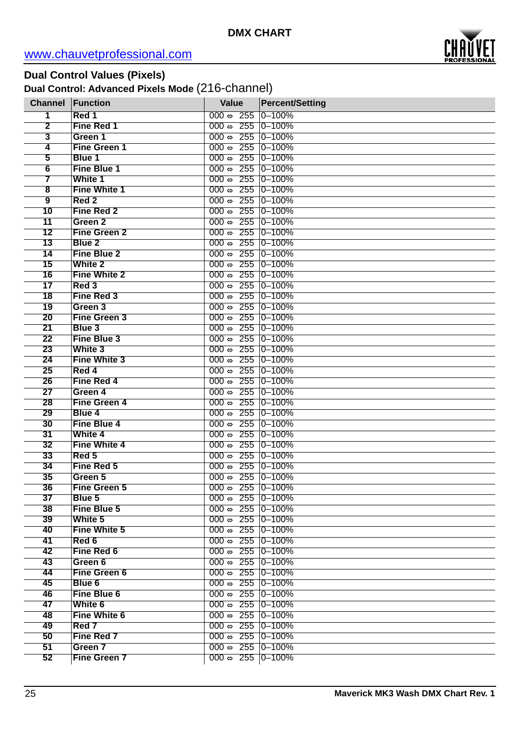## Dual Control Values (Pixels)

**Dual Control: Advanced Pixels Mode** (216-channel)

| Channel | Function | Value | Percent/Setting |
|---|---|---|---|
| 1 | Red 1 | 000 ⇔ 255 | 0–100% |
| 2 | Fine Red 1 | 000 ⇔ 255 | 0–100% |
| 3 | Green 1 | 000 ⇔ 255 | 0–100% |
| 4 | Fine Green 1 | 000 ⇔ 255 | 0–100% |
| 5 | Blue 1 | 000 ⇔ 255 | 0–100% |
| 6 | Fine Blue 1 | 000 ⇔ 255 | 0–100% |
| 7 | White 1 | 000 ⇔ 255 | 0–100% |
| 8 | Fine White 1 | 000 ⇔ 255 | 0–100% |
| 9 | Red 2 | 000 ⇔ 255 | 0–100% |
| 10 | Fine Red 2 | 000 ⇔ 255 | 0–100% |
| 11 | Green 2 | 000 ⇔ 255 | 0–100% |
| 12 | Fine Green 2 | 000 ⇔ 255 | 0–100% |
| 13 | Blue 2 | 000 ⇔ 255 | 0–100% |
| 14 | Fine Blue 2 | 000 ⇔ 255 | 0–100% |
| 15 | White 2 | 000 ⇔ 255 | 0–100% |
| 16 | Fine White 2 | 000 ⇔ 255 | 0–100% |
| 17 | Red 3 | 000 ⇔ 255 | 0–100% |
| 18 | Fine Red 3 | 000 ⇔ 255 | 0–100% |
| 19 | Green 3 | 000 ⇔ 255 | 0–100% |
| 20 | Fine Green 3 | 000 ⇔ 255 | 0–100% |
| 21 | Blue 3 | 000 ⇔ 255 | 0–100% |
| 22 | Fine Blue 3 | 000 ⇔ 255 | 0–100% |
| 23 | White 3 | 000 ⇔ 255 | 0–100% |
| 24 | Fine White 3 | 000 ⇔ 255 | 0–100% |
| 25 | Red 4 | 000 ⇔ 255 | 0–100% |
| 26 | Fine Red 4 | 000 ⇔ 255 | 0–100% |
| 27 | Green 4 | 000 ⇔ 255 | 0–100% |
| 28 | Fine Green 4 | 000 ⇔ 255 | 0–100% |
| 29 | Blue 4 | 000 ⇔ 255 | 0–100% |
| 30 | Fine Blue 4 | 000 ⇔ 255 | 0–100% |
| 31 | White 4 | 000 ⇔ 255 | 0–100% |
| 32 | Fine White 4 | 000 ⇔ 255 | 0–100% |
| 33 | Red 5 | 000 ⇔ 255 | 0–100% |
| 34 | Fine Red 5 | 000 ⇔ 255 | 0–100% |
| 35 | Green 5 | 000 ⇔ 255 | 0–100% |
| 36 | Fine Green 5 | 000 ⇔ 255 | 0–100% |
| 37 | Blue 5 | 000 ⇔ 255 | 0–100% |
| 38 | Fine Blue 5 | 000 ⇔ 255 | 0–100% |
| 39 | White 5 | 000 ⇔ 255 | 0–100% |
| 40 | Fine White 5 | 000 ⇔ 255 | 0–100% |
| 41 | Red 6 | 000 ⇔ 255 | 0–100% |
| 42 | Fine Red 6 | 000 ⇔ 255 | 0–100% |
| 43 | Green 6 | 000 ⇔ 255 | 0–100% |
| 44 | Fine Green 6 | 000 ⇔ 255 | 0–100% |
| 45 | Blue 6 | 000 ⇔ 255 | 0–100% |
| 46 | Fine Blue 6 | 000 ⇔ 255 | 0–100% |
| 47 | White 6 | 000 ⇔ 255 | 0–100% |
| 48 | Fine White 6 | 000 ⇔ 255 | 0–100% |
| 49 | Red 7 | 000 ⇔ 255 | 0–100% |
| 50 | Fine Red 7 | 000 ⇔ 255 | 0–100% |
| 51 | Green 7 | 000 ⇔ 255 | 0–100% |
| 52 | Fine Green 7 | 000 ⇔ 255 | 0–100% |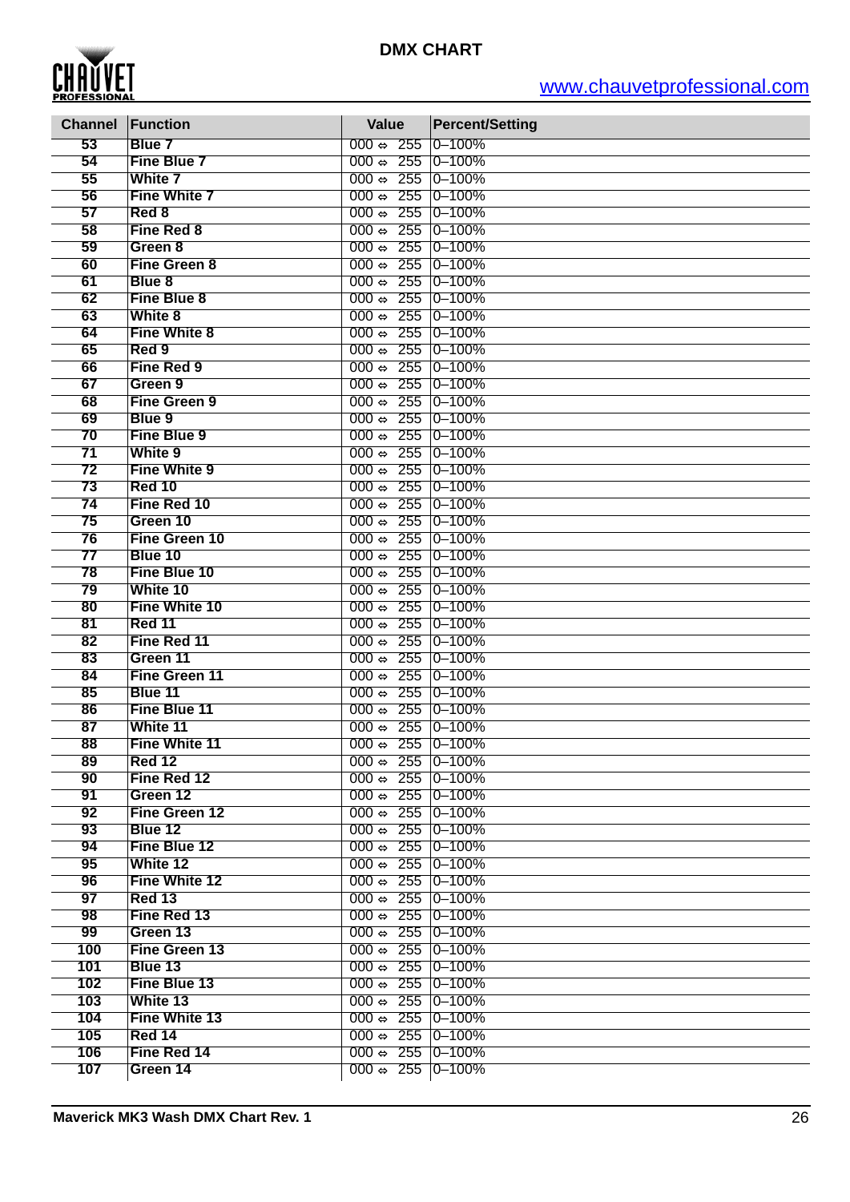## DMX CHART

| Channel | Function | Value | Percent/Setting |
|---|---|---|---|
| 53 | Blue 7 | 000 ⇔ 255 | 0–100% |
| 54 | Fine Blue 7 | 000 ⇔ 255 | 0–100% |
| 55 | White 7 | 000 ⇔ 255 | 0–100% |
| 56 | Fine White 7 | 000 ⇔ 255 | 0–100% |
| 57 | Red 8 | 000 ⇔ 255 | 0–100% |
| 58 | Fine Red 8 | 000 ⇔ 255 | 0–100% |
| 59 | Green 8 | 000 ⇔ 255 | 0–100% |
| 60 | Fine Green 8 | 000 ⇔ 255 | 0–100% |
| 61 | Blue 8 | 000 ⇔ 255 | 0–100% |
| 62 | Fine Blue 8 | 000 ⇔ 255 | 0–100% |
| 63 | White 8 | 000 ⇔ 255 | 0–100% |
| 64 | Fine White 8 | 000 ⇔ 255 | 0–100% |
| 65 | Red 9 | 000 ⇔ 255 | 0–100% |
| 66 | Fine Red 9 | 000 ⇔ 255 | 0–100% |
| 67 | Green 9 | 000 ⇔ 255 | 0–100% |
| 68 | Fine Green 9 | 000 ⇔ 255 | 0–100% |
| 69 | Blue 9 | 000 ⇔ 255 | 0–100% |
| 70 | Fine Blue 9 | 000 ⇔ 255 | 0–100% |
| 71 | White 9 | 000 ⇔ 255 | 0–100% |
| 72 | Fine White 9 | 000 ⇔ 255 | 0–100% |
| 73 | Red 10 | 000 ⇔ 255 | 0–100% |
| 74 | Fine Red 10 | 000 ⇔ 255 | 0–100% |
| 75 | Green 10 | 000 ⇔ 255 | 0–100% |
| 76 | Fine Green 10 | 000 ⇔ 255 | 0–100% |
| 77 | Blue 10 | 000 ⇔ 255 | 0–100% |
| 78 | Fine Blue 10 | 000 ⇔ 255 | 0–100% |
| 79 | White 10 | 000 ⇔ 255 | 0–100% |
| 80 | Fine White 10 | 000 ⇔ 255 | 0–100% |
| 81 | Red 11 | 000 ⇔ 255 | 0–100% |
| 82 | Fine Red 11 | 000 ⇔ 255 | 0–100% |
| 83 | Green 11 | 000 ⇔ 255 | 0–100% |
| 84 | Fine Green 11 | 000 ⇔ 255 | 0–100% |
| 85 | Blue 11 | 000 ⇔ 255 | 0–100% |
| 86 | Fine Blue 11 | 000 ⇔ 255 | 0–100% |
| 87 | White 11 | 000 ⇔ 255 | 0–100% |
| 88 | Fine White 11 | 000 ⇔ 255 | 0–100% |
| 89 | Red 12 | 000 ⇔ 255 | 0–100% |
| 90 | Fine Red 12 | 000 ⇔ 255 | 0–100% |
| 91 | Green 12 | 000 ⇔ 255 | 0–100% |
| 92 | Fine Green 12 | 000 ⇔ 255 | 0–100% |
| 93 | Blue 12 | 000 ⇔ 255 | 0–100% |
| 94 | Fine Blue 12 | 000 ⇔ 255 | 0–100% |
| 95 | White 12 | 000 ⇔ 255 | 0–100% |
| 96 | Fine White 12 | 000 ⇔ 255 | 0–100% |
| 97 | Red 13 | 000 ⇔ 255 | 0–100% |
| 98 | Fine Red 13 | 000 ⇔ 255 | 0–100% |
| 99 | Green 13 | 000 ⇔ 255 | 0–100% |
| 100 | Fine Green 13 | 000 ⇔ 255 | 0–100% |
| 101 | Blue 13 | 000 ⇔ 255 | 0–100% |
| 102 | Fine Blue 13 | 000 ⇔ 255 | 0–100% |
| 103 | White 13 | 000 ⇔ 255 | 0–100% |
| 104 | Fine White 13 | 000 ⇔ 255 | 0–100% |
| 105 | Red 14 | 000 ⇔ 255 | 0–100% |
| 106 | Fine Red 14 | 000 ⇔ 255 | 0–100% |
| 107 | Green 14 | 000 ⇔ 255 | 0–100% |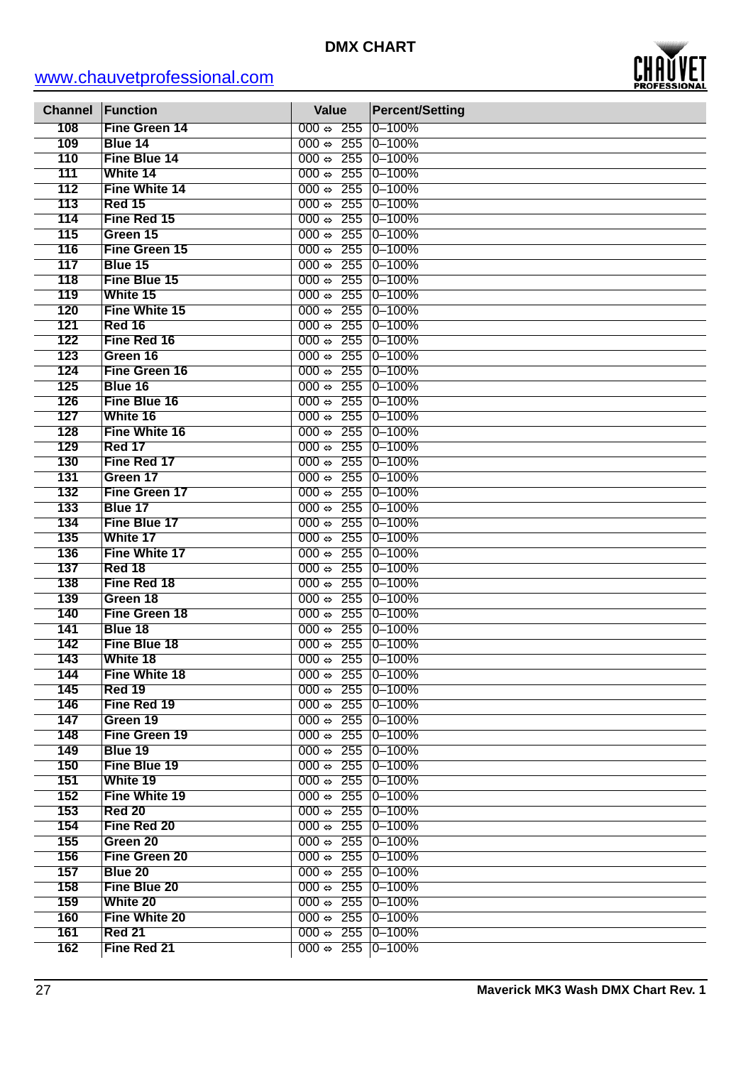# DMX CHART

[www.chauvetprofessional.com](http://www.chauvetprofessional.com)

| Channel | Function | Value | Percent/Setting |
|---|---|---|---|
| 108 | Fine Green 14 | 000 ⇔ 255 | 0–100% |
| 109 | Blue 14 | 000 ⇔ 255 | 0–100% |
| 110 | Fine Blue 14 | 000 ⇔ 255 | 0–100% |
| 111 | White 14 | 000 ⇔ 255 | 0–100% |
| 112 | Fine White 14 | 000 ⇔ 255 | 0–100% |
| 113 | Red 15 | 000 ⇔ 255 | 0–100% |
| 114 | Fine Red 15 | 000 ⇔ 255 | 0–100% |
| 115 | Green 15 | 000 ⇔ 255 | 0–100% |
| 116 | Fine Green 15 | 000 ⇔ 255 | 0–100% |
| 117 | Blue 15 | 000 ⇔ 255 | 0–100% |
| 118 | Fine Blue 15 | 000 ⇔ 255 | 0–100% |
| 119 | White 15 | 000 ⇔ 255 | 0–100% |
| 120 | Fine White 15 | 000 ⇔ 255 | 0–100% |
| 121 | Red 16 | 000 ⇔ 255 | 0–100% |
| 122 | Fine Red 16 | 000 ⇔ 255 | 0–100% |
| 123 | Green 16 | 000 ⇔ 255 | 0–100% |
| 124 | Fine Green 16 | 000 ⇔ 255 | 0–100% |
| 125 | Blue 16 | 000 ⇔ 255 | 0–100% |
| 126 | Fine Blue 16 | 000 ⇔ 255 | 0–100% |
| 127 | White 16 | 000 ⇔ 255 | 0–100% |
| 128 | Fine White 16 | 000 ⇔ 255 | 0–100% |
| 129 | Red 17 | 000 ⇔ 255 | 0–100% |
| 130 | Fine Red 17 | 000 ⇔ 255 | 0–100% |
| 131 | Green 17 | 000 ⇔ 255 | 0–100% |
| 132 | Fine Green 17 | 000 ⇔ 255 | 0–100% |
| 133 | Blue 17 | 000 ⇔ 255 | 0–100% |
| 134 | Fine Blue 17 | 000 ⇔ 255 | 0–100% |
| 135 | White 17 | 000 ⇔ 255 | 0–100% |
| 136 | Fine White 17 | 000 ⇔ 255 | 0–100% |
| 137 | Red 18 | 000 ⇔ 255 | 0–100% |
| 138 | Fine Red 18 | 000 ⇔ 255 | 0–100% |
| 139 | Green 18 | 000 ⇔ 255 | 0–100% |
| 140 | Fine Green 18 | 000 ⇔ 255 | 0–100% |
| 141 | Blue 18 | 000 ⇔ 255 | 0–100% |
| 142 | Fine Blue 18 | 000 ⇔ 255 | 0–100% |
| 143 | White 18 | 000 ⇔ 255 | 0–100% |
| 144 | Fine White 18 | 000 ⇔ 255 | 0–100% |
| 145 | Red 19 | 000 ⇔ 255 | 0–100% |
| 146 | Fine Red 19 | 000 ⇔ 255 | 0–100% |
| 147 | Green 19 | 000 ⇔ 255 | 0–100% |
| 148 | Fine Green 19 | 000 ⇔ 255 | 0–100% |
| 149 | Blue 19 | 000 ⇔ 255 | 0–100% |
| 150 | Fine Blue 19 | 000 ⇔ 255 | 0–100% |
| 151 | White 19 | 000 ⇔ 255 | 0–100% |
| 152 | Fine White 19 | 000 ⇔ 255 | 0–100% |
| 153 | Red 20 | 000 ⇔ 255 | 0–100% |
| 154 | Fine Red 20 | 000 ⇔ 255 | 0–100% |
| 155 | Green 20 | 000 ⇔ 255 | 0–100% |
| 156 | Fine Green 20 | 000 ⇔ 255 | 0–100% |
| 157 | Blue 20 | 000 ⇔ 255 | 0–100% |
| 158 | Fine Blue 20 | 000 ⇔ 255 | 0–100% |
| 159 | White 20 | 000 ⇔ 255 | 0–100% |
| 160 | Fine White 20 | 000 ⇔ 255 | 0–100% |
| 161 | Red 21 | 000 ⇔ 255 | 0–100% |
| 162 | Fine Red 21 | 000 ⇔ 255 | 0–100% |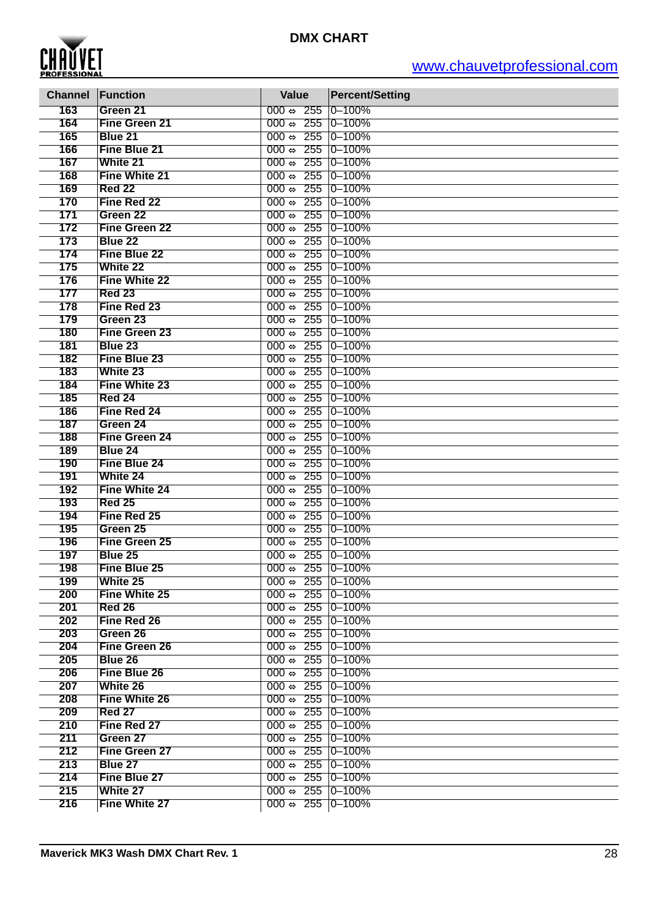| Channel | Function | Value | Percent/Setting |
|---|---|---|---|
| 163 | Green 21 | 000 ⇔ 255 | 0–100% |
| 164 | Fine Green 21 | 000 ⇔ 255 | 0–100% |
| 165 | Blue 21 | 000 ⇔ 255 | 0–100% |
| 166 | Fine Blue 21 | 000 ⇔ 255 | 0–100% |
| 167 | White 21 | 000 ⇔ 255 | 0–100% |
| 168 | Fine White 21 | 000 ⇔ 255 | 0–100% |
| 169 | Red 22 | 000 ⇔ 255 | 0–100% |
| 170 | Fine Red 22 | 000 ⇔ 255 | 0–100% |
| 171 | Green 22 | 000 ⇔ 255 | 0–100% |
| 172 | Fine Green 22 | 000 ⇔ 255 | 0–100% |
| 173 | Blue 22 | 000 ⇔ 255 | 0–100% |
| 174 | Fine Blue 22 | 000 ⇔ 255 | 0–100% |
| 175 | White 22 | 000 ⇔ 255 | 0–100% |
| 176 | Fine White 22 | 000 ⇔ 255 | 0–100% |
| 177 | Red 23 | 000 ⇔ 255 | 0–100% |
| 178 | Fine Red 23 | 000 ⇔ 255 | 0–100% |
| 179 | Green 23 | 000 ⇔ 255 | 0–100% |
| 180 | Fine Green 23 | 000 ⇔ 255 | 0–100% |
| 181 | Blue 23 | 000 ⇔ 255 | 0–100% |
| 182 | Fine Blue 23 | 000 ⇔ 255 | 0–100% |
| 183 | White 23 | 000 ⇔ 255 | 0–100% |
| 184 | Fine White 23 | 000 ⇔ 255 | 0–100% |
| 185 | Red 24 | 000 ⇔ 255 | 0–100% |
| 186 | Fine Red 24 | 000 ⇔ 255 | 0–100% |
| 187 | Green 24 | 000 ⇔ 255 | 0–100% |
| 188 | Fine Green 24 | 000 ⇔ 255 | 0–100% |
| 189 | Blue 24 | 000 ⇔ 255 | 0–100% |
| 190 | Fine Blue 24 | 000 ⇔ 255 | 0–100% |
| 191 | White 24 | 000 ⇔ 255 | 0–100% |
| 192 | Fine White 24 | 000 ⇔ 255 | 0–100% |
| 193 | Red 25 | 000 ⇔ 255 | 0–100% |
| 194 | Fine Red 25 | 000 ⇔ 255 | 0–100% |
| 195 | Green 25 | 000 ⇔ 255 | 0–100% |
| 196 | Fine Green 25 | 000 ⇔ 255 | 0–100% |
| 197 | Blue 25 | 000 ⇔ 255 | 0–100% |
| 198 | Fine Blue 25 | 000 ⇔ 255 | 0–100% |
| 199 | White 25 | 000 ⇔ 255 | 0–100% |
| 200 | Fine White 25 | 000 ⇔ 255 | 0–100% |
| 201 | Red 26 | 000 ⇔ 255 | 0–100% |
| 202 | Fine Red 26 | 000 ⇔ 255 | 0–100% |
| 203 | Green 26 | 000 ⇔ 255 | 0–100% |
| 204 | Fine Green 26 | 000 ⇔ 255 | 0–100% |
| 205 | Blue 26 | 000 ⇔ 255 | 0–100% |
| 206 | Fine Blue 26 | 000 ⇔ 255 | 0–100% |
| 207 | White 26 | 000 ⇔ 255 | 0–100% |
| 208 | Fine White 26 | 000 ⇔ 255 | 0–100% |
| 209 | Red 27 | 000 ⇔ 255 | 0–100% |
| 210 | Fine Red 27 | 000 ⇔ 255 | 0–100% |
| 211 | Green 27 | 000 ⇔ 255 | 0–100% |
| 212 | Fine Green 27 | 000 ⇔ 255 | 0–100% |
| 213 | Blue 27 | 000 ⇔ 255 | 0–100% |
| 214 | Fine Blue 27 | 000 ⇔ 255 | 0–100% |
| 215 | White 27 | 000 ⇔ 255 | 0–100% |
| 216 | Fine White 27 | 000 ⇔ 255 | 0–100% |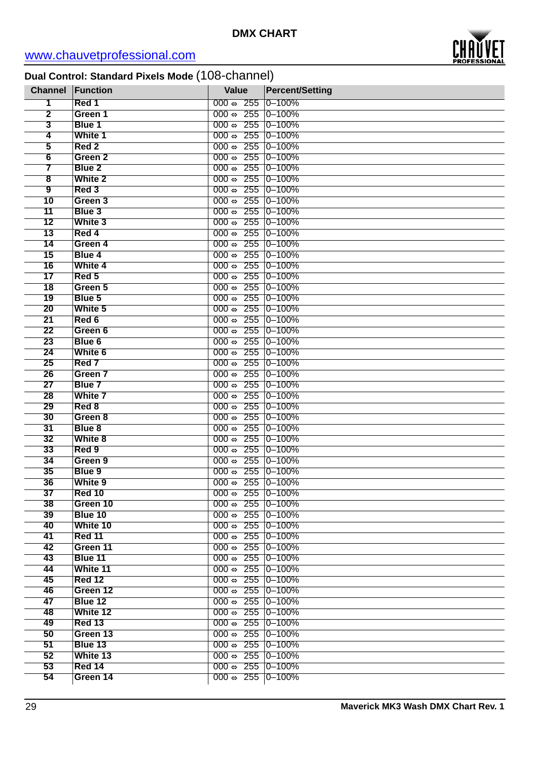## Dual Control: Standard Pixels Mode (108-channel)

| Channel | Function | Value | Percent/Setting |
|---|---|---|---|
| 1 | Red 1 | 000 ⇔ 255 | 0–100% |
| 2 | Green 1 | 000 ⇔ 255 | 0–100% |
| 3 | Blue 1 | 000 ⇔ 255 | 0–100% |
| 4 | White 1 | 000 ⇔ 255 | 0–100% |
| 5 | Red 2 | 000 ⇔ 255 | 0–100% |
| 6 | Green 2 | 000 ⇔ 255 | 0–100% |
| 7 | Blue 2 | 000 ⇔ 255 | 0–100% |
| 8 | White 2 | 000 ⇔ 255 | 0–100% |
| 9 | Red 3 | 000 ⇔ 255 | 0–100% |
| 10 | Green 3 | 000 ⇔ 255 | 0–100% |
| 11 | Blue 3 | 000 ⇔ 255 | 0–100% |
| 12 | White 3 | 000 ⇔ 255 | 0–100% |
| 13 | Red 4 | 000 ⇔ 255 | 0–100% |
| 14 | Green 4 | 000 ⇔ 255 | 0–100% |
| 15 | Blue 4 | 000 ⇔ 255 | 0–100% |
| 16 | White 4 | 000 ⇔ 255 | 0–100% |
| 17 | Red 5 | 000 ⇔ 255 | 0–100% |
| 18 | Green 5 | 000 ⇔ 255 | 0–100% |
| 19 | Blue 5 | 000 ⇔ 255 | 0–100% |
| 20 | White 5 | 000 ⇔ 255 | 0–100% |
| 21 | Red 6 | 000 ⇔ 255 | 0–100% |
| 22 | Green 6 | 000 ⇔ 255 | 0–100% |
| 23 | Blue 6 | 000 ⇔ 255 | 0–100% |
| 24 | White 6 | 000 ⇔ 255 | 0–100% |
| 25 | Red 7 | 000 ⇔ 255 | 0–100% |
| 26 | Green 7 | 000 ⇔ 255 | 0–100% |
| 27 | Blue 7 | 000 ⇔ 255 | 0–100% |
| 28 | White 7 | 000 ⇔ 255 | 0–100% |
| 29 | Red 8 | 000 ⇔ 255 | 0–100% |
| 30 | Green 8 | 000 ⇔ 255 | 0–100% |
| 31 | Blue 8 | 000 ⇔ 255 | 0–100% |
| 32 | White 8 | 000 ⇔ 255 | 0–100% |
| 33 | Red 9 | 000 ⇔ 255 | 0–100% |
| 34 | Green 9 | 000 ⇔ 255 | 0–100% |
| 35 | Blue 9 | 000 ⇔ 255 | 0–100% |
| 36 | White 9 | 000 ⇔ 255 | 0–100% |
| 37 | Red 10 | 000 ⇔ 255 | 0–100% |
| 38 | Green 10 | 000 ⇔ 255 | 0–100% |
| 39 | Blue 10 | 000 ⇔ 255 | 0–100% |
| 40 | White 10 | 000 ⇔ 255 | 0–100% |
| 41 | Red 11 | 000 ⇔ 255 | 0–100% |
| 42 | Green 11 | 000 ⇔ 255 | 0–100% |
| 43 | Blue 11 | 000 ⇔ 255 | 0–100% |
| 44 | White 11 | 000 ⇔ 255 | 0–100% |
| 45 | Red 12 | 000 ⇔ 255 | 0–100% |
| 46 | Green 12 | 000 ⇔ 255 | 0–100% |
| 47 | Blue 12 | 000 ⇔ 255 | 0–100% |
| 48 | White 12 | 000 ⇔ 255 | 0–100% |
| 49 | Red 13 | 000 ⇔ 255 | 0–100% |
| 50 | Green 13 | 000 ⇔ 255 | 0–100% |
| 51 | Blue 13 | 000 ⇔ 255 | 0–100% |
| 52 | White 13 | 000 ⇔ 255 | 0–100% |
| 53 | Red 14 | 000 ⇔ 255 | 0–100% |
| 54 | Green 14 | 000 ⇔ 255 | 0–100% |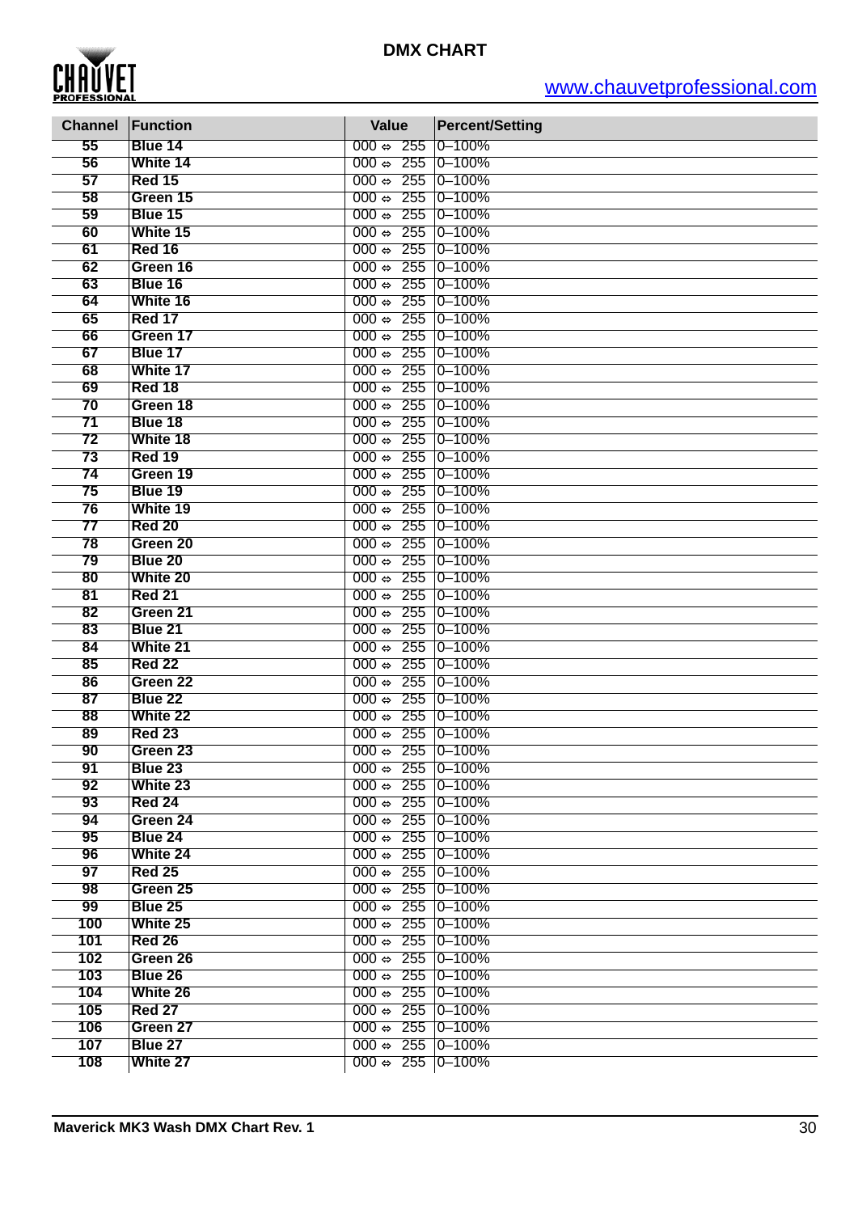# DMX CHART

[www.chauvetprofessional.com](http://www.chauvetprofessional.com)

| Channel | Function | Value | Percent/Setting |
|---|---|---|---|
| 55 | **Blue 14** | 000 ⇔ 255 | 0–100% |
| 56 | **White 14** | 000 ⇔ 255 | 0–100% |
| 57 | **Red 15** | 000 ⇔ 255 | 0–100% |
| 58 | **Green 15** | 000 ⇔ 255 | 0–100% |
| 59 | **Blue 15** | 000 ⇔ 255 | 0–100% |
| 60 | **White 15** | 000 ⇔ 255 | 0–100% |
| 61 | **Red 16** | 000 ⇔ 255 | 0–100% |
| 62 | **Green 16** | 000 ⇔ 255 | 0–100% |
| 63 | **Blue 16** | 000 ⇔ 255 | 0–100% |
| 64 | **White 16** | 000 ⇔ 255 | 0–100% |
| 65 | **Red 17** | 000 ⇔ 255 | 0–100% |
| 66 | **Green 17** | 000 ⇔ 255 | 0–100% |
| 67 | **Blue 17** | 000 ⇔ 255 | 0–100% |
| 68 | **White 17** | 000 ⇔ 255 | 0–100% |
| 69 | **Red 18** | 000 ⇔ 255 | 0–100% |
| 70 | **Green 18** | 000 ⇔ 255 | 0–100% |
| 71 | **Blue 18** | 000 ⇔ 255 | 0–100% |
| 72 | **White 18** | 000 ⇔ 255 | 0–100% |
| 73 | **Red 19** | 000 ⇔ 255 | 0–100% |
| 74 | **Green 19** | 000 ⇔ 255 | 0–100% |
| 75 | **Blue 19** | 000 ⇔ 255 | 0–100% |
| 76 | **White 19** | 000 ⇔ 255 | 0–100% |
| 77 | **Red 20** | 000 ⇔ 255 | 0–100% |
| 78 | **Green 20** | 000 ⇔ 255 | 0–100% |
| 79 | **Blue 20** | 000 ⇔ 255 | 0–100% |
| 80 | **White 20** | 000 ⇔ 255 | 0–100% |
| 81 | **Red 21** | 000 ⇔ 255 | 0–100% |
| 82 | **Green 21** | 000 ⇔ 255 | 0–100% |
| 83 | **Blue 21** | 000 ⇔ 255 | 0–100% |
| 84 | **White 21** | 000 ⇔ 255 | 0–100% |
| 85 | **Red 22** | 000 ⇔ 255 | 0–100% |
| 86 | **Green 22** | 000 ⇔ 255 | 0–100% |
| 87 | **Blue 22** | 000 ⇔ 255 | 0–100% |
| 88 | **White 22** | 000 ⇔ 255 | 0–100% |
| 89 | **Red 23** | 000 ⇔ 255 | 0–100% |
| 90 | **Green 23** | 000 ⇔ 255 | 0–100% |
| 91 | **Blue 23** | 000 ⇔ 255 | 0–100% |
| 92 | **White 23** | 000 ⇔ 255 | 0–100% |
| 93 | **Red 24** | 000 ⇔ 255 | 0–100% |
| 94 | **Green 24** | 000 ⇔ 255 | 0–100% |
| 95 | **Blue 24** | 000 ⇔ 255 | 0–100% |
| 96 | **White 24** | 000 ⇔ 255 | 0–100% |
| 97 | **Red 25** | 000 ⇔ 255 | 0–100% |
| 98 | **Green 25** | 000 ⇔ 255 | 0–100% |
| 99 | **Blue 25** | 000 ⇔ 255 | 0–100% |
| 100 | **White 25** | 000 ⇔ 255 | 0–100% |
| 101 | **Red 26** | 000 ⇔ 255 | 0–100% |
| 102 | **Green 26** | 000 ⇔ 255 | 0–100% |
| 103 | **Blue 26** | 000 ⇔ 255 | 0–100% |
| 104 | **White 26** | 000 ⇔ 255 | 0–100% |
| 105 | **Red 27** | 000 ⇔ 255 | 0–100% |
| 106 | **Green 27** | 000 ⇔ 255 | 0–100% |
| 107 | **Blue 27** | 000 ⇔ 255 | 0–100% |
| 108 | **White 27** | 000 ⇔ 255 | 0–100% |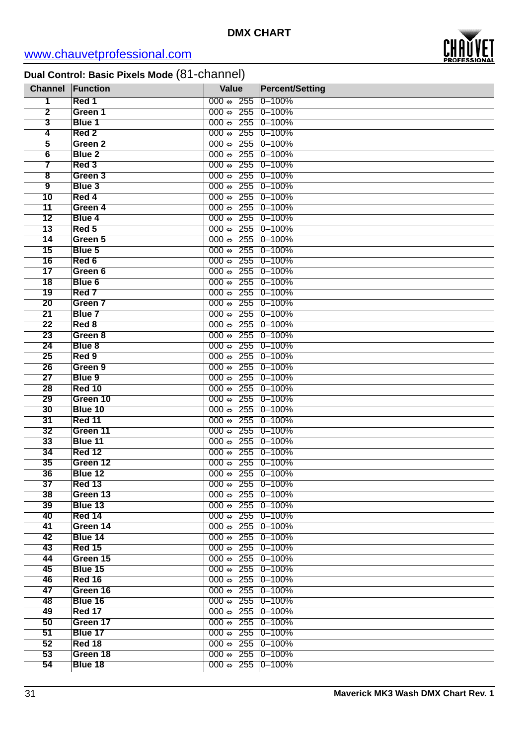## Dual Control: Basic Pixels Mode (81-channel)

| Channel | Function | Value | Percent/Setting |
|---|---|---|---|
| 1 | Red 1 | 000 ⇔ 255 | 0–100% |
| 2 | Green 1 | 000 ⇔ 255 | 0–100% |
| 3 | Blue 1 | 000 ⇔ 255 | 0–100% |
| 4 | Red 2 | 000 ⇔ 255 | 0–100% |
| 5 | Green 2 | 000 ⇔ 255 | 0–100% |
| 6 | Blue 2 | 000 ⇔ 255 | 0–100% |
| 7 | Red 3 | 000 ⇔ 255 | 0–100% |
| 8 | Green 3 | 000 ⇔ 255 | 0–100% |
| 9 | Blue 3 | 000 ⇔ 255 | 0–100% |
| 10 | Red 4 | 000 ⇔ 255 | 0–100% |
| 11 | Green 4 | 000 ⇔ 255 | 0–100% |
| 12 | Blue 4 | 000 ⇔ 255 | 0–100% |
| 13 | Red 5 | 000 ⇔ 255 | 0–100% |
| 14 | Green 5 | 000 ⇔ 255 | 0–100% |
| 15 | Blue 5 | 000 ⇔ 255 | 0–100% |
| 16 | Red 6 | 000 ⇔ 255 | 0–100% |
| 17 | Green 6 | 000 ⇔ 255 | 0–100% |
| 18 | Blue 6 | 000 ⇔ 255 | 0–100% |
| 19 | Red 7 | 000 ⇔ 255 | 0–100% |
| 20 | Green 7 | 000 ⇔ 255 | 0–100% |
| 21 | Blue 7 | 000 ⇔ 255 | 0–100% |
| 22 | Red 8 | 000 ⇔ 255 | 0–100% |
| 23 | Green 8 | 000 ⇔ 255 | 0–100% |
| 24 | Blue 8 | 000 ⇔ 255 | 0–100% |
| 25 | Red 9 | 000 ⇔ 255 | 0–100% |
| 26 | Green 9 | 000 ⇔ 255 | 0–100% |
| 27 | Blue 9 | 000 ⇔ 255 | 0–100% |
| 28 | Red 10 | 000 ⇔ 255 | 0–100% |
| 29 | Green 10 | 000 ⇔ 255 | 0–100% |
| 30 | Blue 10 | 000 ⇔ 255 | 0–100% |
| 31 | Red 11 | 000 ⇔ 255 | 0–100% |
| 32 | Green 11 | 000 ⇔ 255 | 0–100% |
| 33 | Blue 11 | 000 ⇔ 255 | 0–100% |
| 34 | Red 12 | 000 ⇔ 255 | 0–100% |
| 35 | Green 12 | 000 ⇔ 255 | 0–100% |
| 36 | Blue 12 | 000 ⇔ 255 | 0–100% |
| 37 | Red 13 | 000 ⇔ 255 | 0–100% |
| 38 | Green 13 | 000 ⇔ 255 | 0–100% |
| 39 | Blue 13 | 000 ⇔ 255 | 0–100% |
| 40 | Red 14 | 000 ⇔ 255 | 0–100% |
| 41 | Green 14 | 000 ⇔ 255 | 0–100% |
| 42 | Blue 14 | 000 ⇔ 255 | 0–100% |
| 43 | Red 15 | 000 ⇔ 255 | 0–100% |
| 44 | Green 15 | 000 ⇔ 255 | 0–100% |
| 45 | Blue 15 | 000 ⇔ 255 | 0–100% |
| 46 | Red 16 | 000 ⇔ 255 | 0–100% |
| 47 | Green 16 | 000 ⇔ 255 | 0–100% |
| 48 | Blue 16 | 000 ⇔ 255 | 0–100% |
| 49 | Red 17 | 000 ⇔ 255 | 0–100% |
| 50 | Green 17 | 000 ⇔ 255 | 0–100% |
| 51 | Blue 17 | 000 ⇔ 255 | 0–100% |
| 52 | Red 18 | 000 ⇔ 255 | 0–100% |
| 53 | Green 18 | 000 ⇔ 255 | 0–100% |
| 54 | Blue 18 | 000 ⇔ 255 | 0–100% |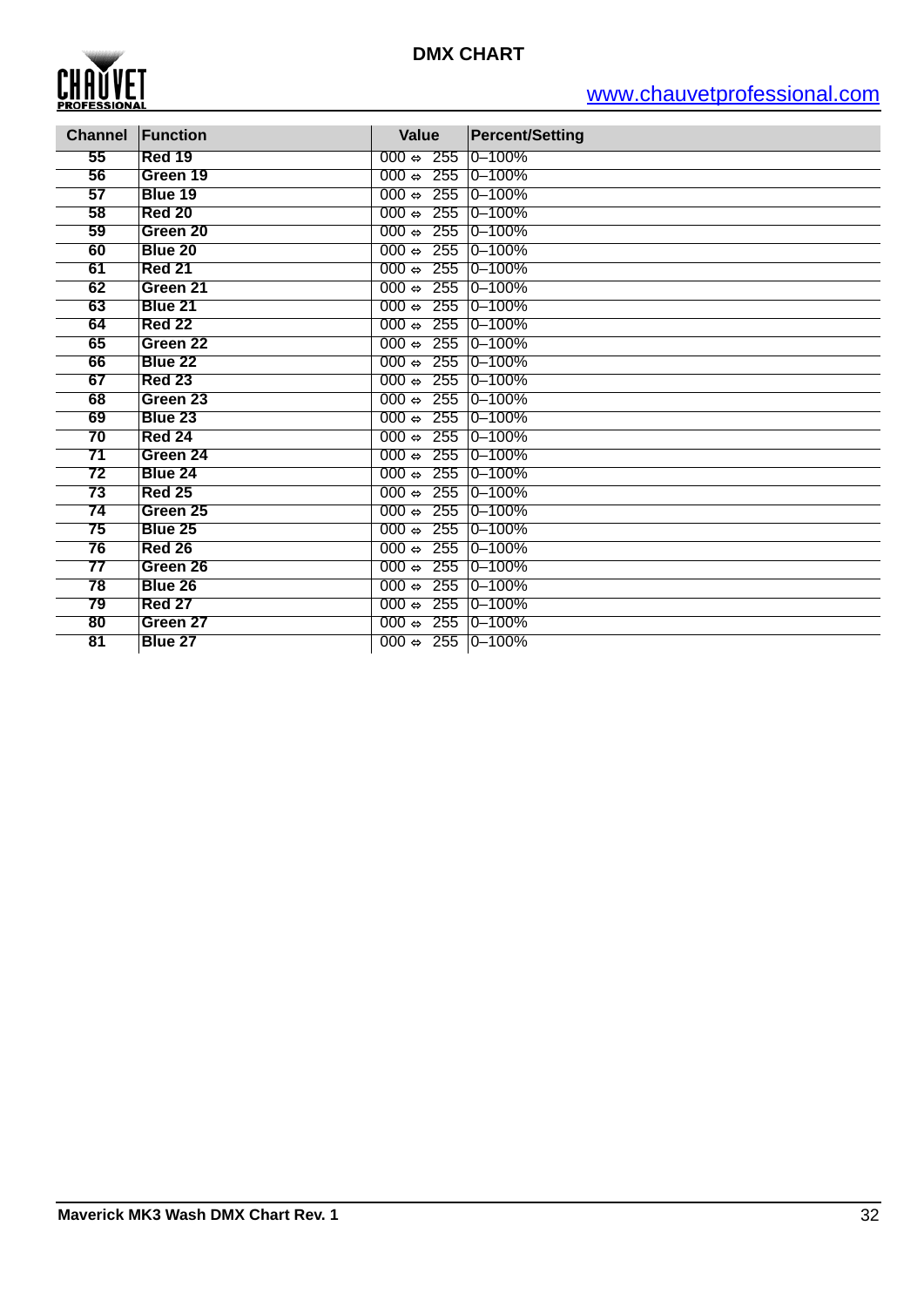## DMX CHART

| Channel | Function | Value | Percent/Setting |
|---|---|---|---|
| 55 | **Red 19** | 000 ⇔ 255 | 0–100% |
| 56 | **Green 19** | 000 ⇔ 255 | 0–100% |
| 57 | **Blue 19** | 000 ⇔ 255 | 0–100% |
| 58 | **Red 20** | 000 ⇔ 255 | 0–100% |
| 59 | **Green 20** | 000 ⇔ 255 | 0–100% |
| 60 | **Blue 20** | 000 ⇔ 255 | 0–100% |
| 61 | **Red 21** | 000 ⇔ 255 | 0–100% |
| 62 | **Green 21** | 000 ⇔ 255 | 0–100% |
| 63 | **Blue 21** | 000 ⇔ 255 | 0–100% |
| 64 | **Red 22** | 000 ⇔ 255 | 0–100% |
| 65 | **Green 22** | 000 ⇔ 255 | 0–100% |
| 66 | **Blue 22** | 000 ⇔ 255 | 0–100% |
| 67 | **Red 23** | 000 ⇔ 255 | 0–100% |
| 68 | **Green 23** | 000 ⇔ 255 | 0–100% |
| 69 | **Blue 23** | 000 ⇔ 255 | 0–100% |
| 70 | **Red 24** | 000 ⇔ 255 | 0–100% |
| 71 | **Green 24** | 000 ⇔ 255 | 0–100% |
| 72 | **Blue 24** | 000 ⇔ 255 | 0–100% |
| 73 | **Red 25** | 000 ⇔ 255 | 0–100% |
| 74 | **Green 25** | 000 ⇔ 255 | 0–100% |
| 75 | **Blue 25** | 000 ⇔ 255 | 0–100% |
| 76 | **Red 26** | 000 ⇔ 255 | 0–100% |
| 77 | **Green 26** | 000 ⇔ 255 | 0–100% |
| 78 | **Blue 26** | 000 ⇔ 255 | 0–100% |
| 79 | **Red 27** | 000 ⇔ 255 | 0–100% |
| 80 | **Green 27** | 000 ⇔ 255 | 0–100% |
| 81 | **Blue 27** | 000 ⇔ 255 | 0–100% |